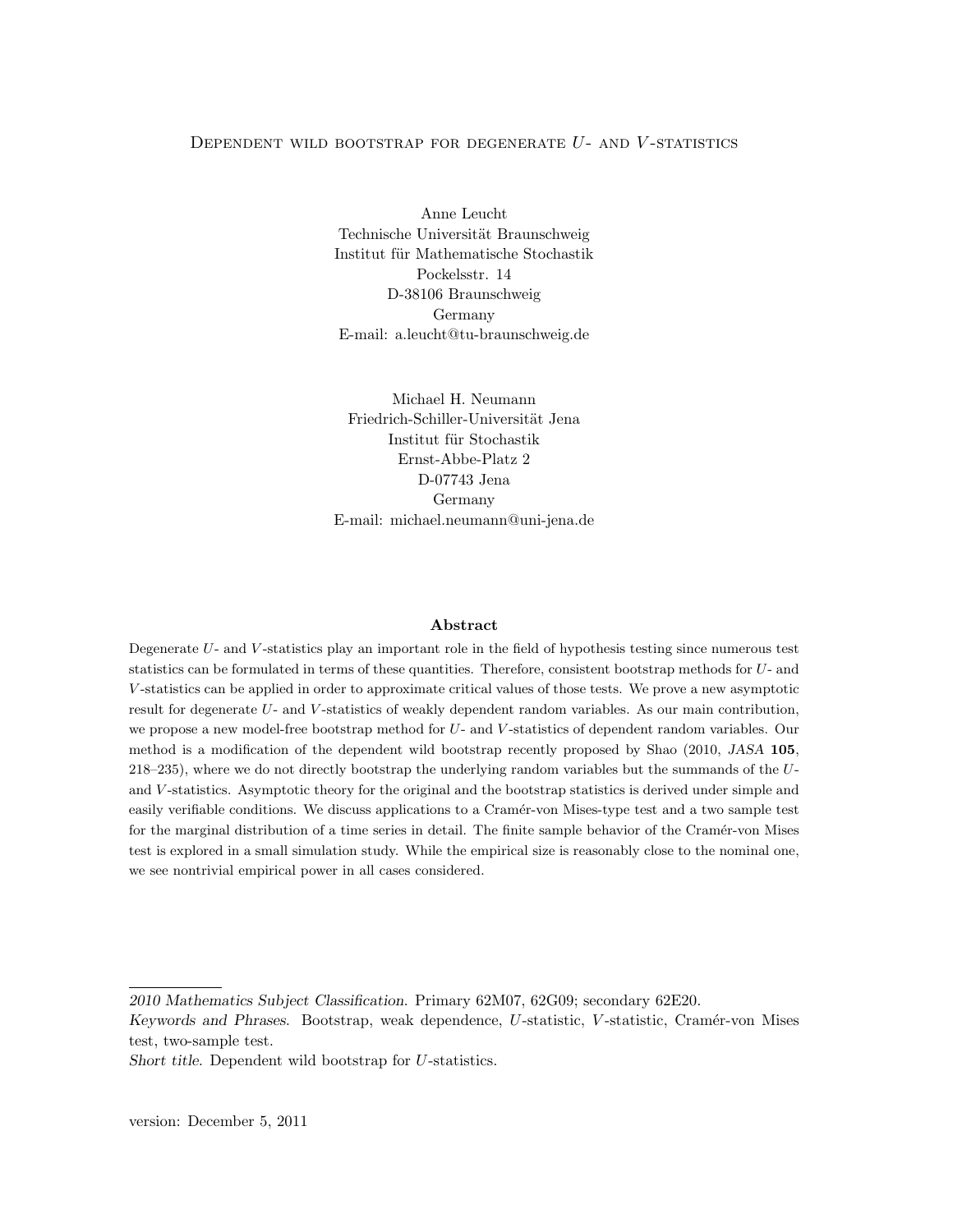# Dependent wild bootstrap for degenerate $U$- and $V$-statistics

Anne Leucht
Technische Universität Braunschweig
Institut für Mathematische Stochastik
Pockelsstr. 14
D-38106 Braunschweig
Germany
E-mail: a.leucht@tu-braunschweig.de

Michael H. Neumann
Friedrich-Schiller-Universität Jena
Institut für Stochastik
Ernst-Abbe-Platz 2
D-07743 Jena
Germany
E-mail: michael.neumann@uni-jena.de

## Abstract

Degenerate $U$- and $V$-statistics play an important role in the field of hypothesis testing since numerous test statistics can be formulated in terms of these quantities. Therefore, consistent bootstrap methods for $U$- and $V$-statistics can be applied in order to approximate critical values of those tests. We prove a new asymptotic result for degenerate $U$- and $V$-statistics of weakly dependent random variables. As our main contribution, we propose a new model-free bootstrap method for $U$- and $V$-statistics of dependent random variables. Our method is a modification of the dependent wild bootstrap recently proposed by Shao (2010, *JASA* **105**, 218–235), where we do not directly bootstrap the underlying random variables but the summands of the $U$- and $V$-statistics. Asymptotic theory for the original and the bootstrap statistics is derived under simple and easily verifiable conditions. We discuss applications to a Cramér-von Mises-type test and a two sample test for the marginal distribution of a time series in detail. The finite sample behavior of the Cramér-von Mises test is explored in a small simulation study. While the empirical size is reasonably close to the nominal one, we see nontrivial empirical power in all cases considered.

---

*2010 Mathematics Subject Classification.* Primary 62M07, 62G09; secondary 62E20.

*Keywords and Phrases.* Bootstrap, weak dependence, $U$-statistic, $V$-statistic, Cramér-von Mises test, two-sample test.

*Short title.* Dependent wild bootstrap for $U$-statistics.

version: December 5, 2011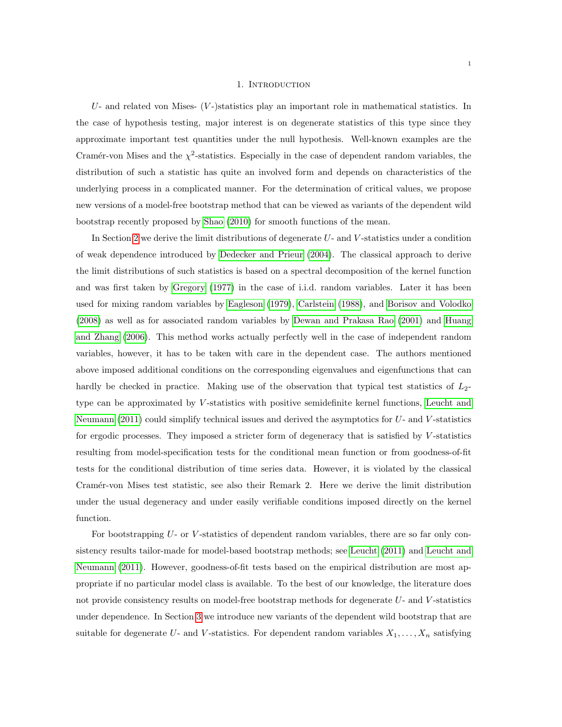# 1. Introduction

$U$- and related von Mises- ($V$-)statistics play an important role in mathematical statistics. In the case of hypothesis testing, major interest is on degenerate statistics of this type since they approximate important test quantities under the null hypothesis. Well-known examples are the Cramér-von Mises and the $\chi^2$-statistics. Especially in the case of dependent random variables, the distribution of such a statistic has quite an involved form and depends on characteristics of the underlying process in a complicated manner. For the determination of critical values, we propose new versions of a model-free bootstrap method that can be viewed as variants of the dependent wild bootstrap recently proposed by Shao (2010) for smooth functions of the mean.

In Section 2 we derive the limit distributions of degenerate $U$- and $V$-statistics under a condition of weak dependence introduced by Dedecker and Prieur (2004). The classical approach to derive the limit distributions of such statistics is based on a spectral decomposition of the kernel function and was first taken by Gregory (1977) in the case of i.i.d. random variables. Later it has been used for mixing random variables by Eagleson (1979), Carlstein (1988), and Borisov and Volodko (2008) as well as for associated random variables by Dewan and Prakasa Rao (2001) and Huang and Zhang (2006). This method works actually perfectly well in the case of independent random variables, however, it has to be taken with care in the dependent case. The authors mentioned above imposed additional conditions on the corresponding eigenvalues and eigenfunctions that can hardly be checked in practice. Making use of the observation that typical test statistics of $L_2$-type can be approximated by $V$-statistics with positive semidefinite kernel functions, Leucht and Neumann (2011) could simplify technical issues and derived the asymptotics for $U$- and $V$-statistics for ergodic processes. They imposed a stricter form of degeneracy that is satisfied by $V$-statistics resulting from model-specification tests for the conditional mean function or from goodness-of-fit tests for the conditional distribution of time series data. However, it is violated by the classical Cramér-von Mises test statistic, see also their Remark 2. Here we derive the limit distribution under the usual degeneracy and under easily verifiable conditions imposed directly on the kernel function.

For bootstrapping $U$- or $V$-statistics of dependent random variables, there are so far only consistency results tailor-made for model-based bootstrap methods; see Leucht (2011) and Leucht and Neumann (2011). However, goodness-of-fit tests based on the empirical distribution are most appropriate if no particular model class is available. To the best of our knowledge, the literature does not provide consistency results on model-free bootstrap methods for degenerate $U$- and $V$-statistics under dependence. In Section 3 we introduce new variants of the dependent wild bootstrap that are suitable for degenerate $U$- and $V$-statistics. For dependent random variables $X_1, \ldots, X_n$ satisfying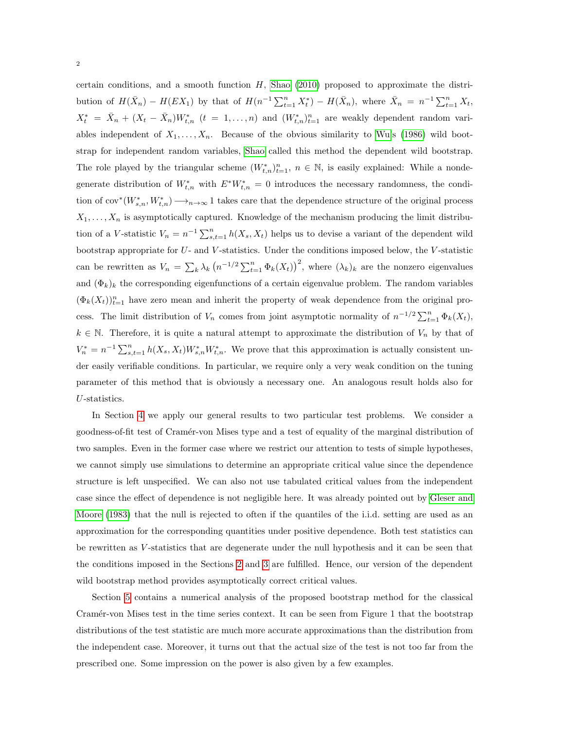certain conditions, and a smooth function $H$, Shao (2010) proposed to approximate the distribution of $H(\bar{X}_n) - H(EX_1)$ by that of $H(n^{-1}\sum_{t=1}^n X_t^*) - H(\bar{X}_n)$, where $\bar{X}_n = n^{-1}\sum_{t=1}^n X_t$, $X_t^* = \bar{X}_n + (X_t - \bar{X}_n)W_{t,n}^*$ $(t = 1,\ldots,n)$ and $(W_{t,n}^*)_{t=1}^n$ are weakly dependent random variables independent of $X_1,\ldots,X_n$. Because of the obvious similarity to Wu's (1986) wild bootstrap for independent random variables, Shao called this method the dependent wild bootstrap. The role played by the triangular scheme $(W_{t,n}^*)_{t=1}^n$, $n \in \mathbb{N}$, is easily explained: While a nondegenerate distribution of $W_{t,n}^*$ with $E^*W_{t,n}^* = 0$ introduces the necessary randomness, the condition of $\operatorname{cov}^*(W_{s,n}^*, W_{t,n}^*) \longrightarrow_{n\to\infty} 1$ takes care that the dependence structure of the original process $X_1,\ldots,X_n$ is asymptotically captured. Knowledge of the mechanism producing the limit distribution of a $V$-statistic $V_n = n^{-1}\sum_{s,t=1}^n h(X_s, X_t)$ helps us to devise a variant of the dependent wild bootstrap appropriate for $U$- and $V$-statistics. Under the conditions imposed below, the $V$-statistic can be rewritten as $V_n = \sum_k \lambda_k \left(n^{-1/2}\sum_{t=1}^n \Phi_k(X_t)\right)^2$, where $(\lambda_k)_k$ are the nonzero eigenvalues and $(\Phi_k)_k$ the corresponding eigenfunctions of a certain eigenvalue problem. The random variables $(\Phi_k(X_t))_{t=1}^n$ have zero mean and inherit the property of weak dependence from the original process. The limit distribution of $V_n$ comes from joint asymptotic normality of $n^{-1/2}\sum_{t=1}^n \Phi_k(X_t)$, $k \in \mathbb{N}$. Therefore, it is quite a natural attempt to approximate the distribution of $V_n$ by that of $V_n^* = n^{-1}\sum_{s,t=1}^n h(X_s, X_t)W_{s,n}^* W_{t,n}^*$. We prove that this approximation is actually consistent under easily verifiable conditions. In particular, we require only a very weak condition on the tuning parameter of this method that is obviously a necessary one. An analogous result holds also for $U$-statistics.

In Section 4 we apply our general results to two particular test problems. We consider a goodness-of-fit test of Cramér-von Mises type and a test of equality of the marginal distribution of two samples. Even in the former case where we restrict our attention to tests of simple hypotheses, we cannot simply use simulations to determine an appropriate critical value since the dependence structure is left unspecified. We can also not use tabulated critical values from the independent case since the effect of dependence is not negligible here. It was already pointed out by Gleser and Moore (1983) that the null is rejected to often if the quantiles of the i.i.d. setting are used as an approximation for the corresponding quantities under positive dependence. Both test statistics can be rewritten as $V$-statistics that are degenerate under the null hypothesis and it can be seen that the conditions imposed in the Sections 2 and 3 are fulfilled. Hence, our version of the dependent wild bootstrap method provides asymptotically correct critical values.

Section 5 contains a numerical analysis of the proposed bootstrap method for the classical Cramér-von Mises test in the time series context. It can be seen from Figure 1 that the bootstrap distributions of the test statistic are much more accurate approximations than the distribution from the independent case. Moreover, it turns out that the actual size of the test is not too far from the prescribed one. Some impression on the power is also given by a few examples.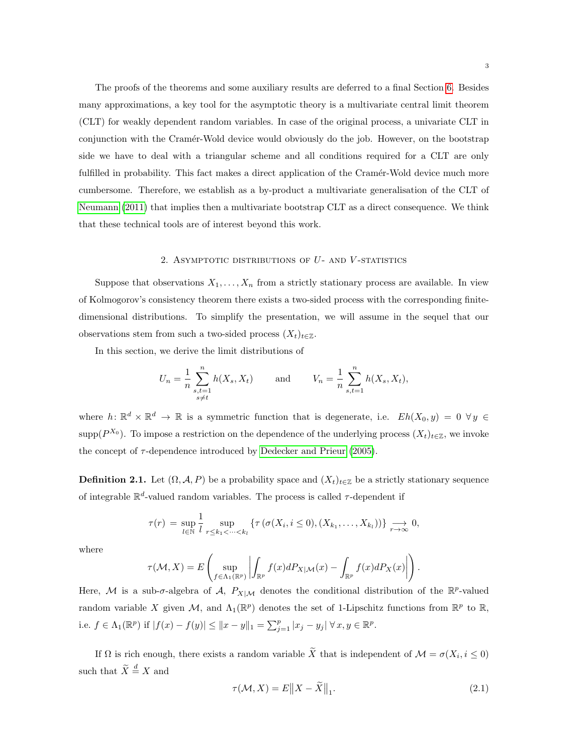The proofs of the theorems and some auxiliary results are deferred to a final Section 6. Besides many approximations, a key tool for the asymptotic theory is a multivariate central limit theorem (CLT) for weakly dependent random variables. In case of the original process, a univariate CLT in conjunction with the Cramér-Wold device would obviously do the job. However, on the bootstrap side we have to deal with a triangular scheme and all conditions required for a CLT are only fulfilled in probability. This fact makes a direct application of the Cramér-Wold device much more cumbersome. Therefore, we establish as a by-product a multivariate generalisation of the CLT of Neumann (2011) that implies then a multivariate bootstrap CLT as a direct consequence. We think that these technical tools are of interest beyond this work.

## 2. Asymptotic distributions of $U$- and $V$-statistics

Suppose that observations $X_1, \ldots, X_n$ from a strictly stationary process are available. In view of Kolmogorov's consistency theorem there exists a two-sided process with the corresponding finite-dimensional distributions. To simplify the presentation, we will assume in the sequel that our observations stem from such a two-sided process $(X_t)_{t \in \mathbb{Z}}$.

In this section, we derive the limit distributions of

$$U_n = \frac{1}{n} \sum_{\substack{s,t=1 \\ s \neq t}}^{n} h(X_s, X_t) \qquad \text{and} \qquad V_n = \frac{1}{n} \sum_{s,t=1}^{n} h(X_s, X_t),$$

where $h\colon \mathbb{R}^d \times \mathbb{R}^d \to \mathbb{R}$ is a symmetric function that is degenerate, i.e. $Eh(X_0, y) = 0 \ \forall\, y \in \operatorname{supp}(P^{X_0})$. To impose a restriction on the dependence of the underlying process $(X_t)_{t \in \mathbb{Z}}$, we invoke the concept of $\tau$-dependence introduced by Dedecker and Prieur (2005).

**Definition 2.1.** Let $(\Omega, \mathcal{A}, P)$ be a probability space and $(X_t)_{t \in \mathbb{Z}}$ be a strictly stationary sequence of integrable $\mathbb{R}^d$-valued random variables. The process is called $\tau$-dependent if

$$\tau(r) = \sup_{l \in \mathbb{N}} \frac{1}{l} \sup_{r \leq k_1 < \cdots < k_l} \left\{ \tau\left(\sigma(X_i, i \leq 0), (X_{k_1}, \ldots, X_{k_l})\right) \right\} \underset{r \to \infty}{\longrightarrow} 0,$$

where

$$\tau(\mathcal{M}, X) = E\left( \sup_{f \in \Lambda_1(\mathbb{R}^p)} \left| \int_{\mathbb{R}^p} f(x) dP_{X|\mathcal{M}}(x) - \int_{\mathbb{R}^p} f(x) dP_X(x) \right| \right).$$

Here, $\mathcal{M}$ is a sub-$\sigma$-algebra of $\mathcal{A}$, $P_{X|\mathcal{M}}$ denotes the conditional distribution of the $\mathbb{R}^p$-valued random variable $X$ given $\mathcal{M}$, and $\Lambda_1(\mathbb{R}^p)$ denotes the set of 1-Lipschitz functions from $\mathbb{R}^p$ to $\mathbb{R}$, i.e. $f \in \Lambda_1(\mathbb{R}^p)$ if $|f(x) - f(y)| \leq \|x - y\|_1 = \sum_{j=1}^{p} |x_j - y_j| \ \forall\, x, y \in \mathbb{R}^p$.

If $\Omega$ is rich enough, there exists a random variable $\widetilde{X}$ that is independent of $\mathcal{M} = \sigma(X_i, i \leq 0)$ such that $\widetilde{X} \overset{d}{=} X$ and

$$\tau(\mathcal{M}, X) = E\big\|X - \widetilde{X}\big\|_1. \tag{2.1}$$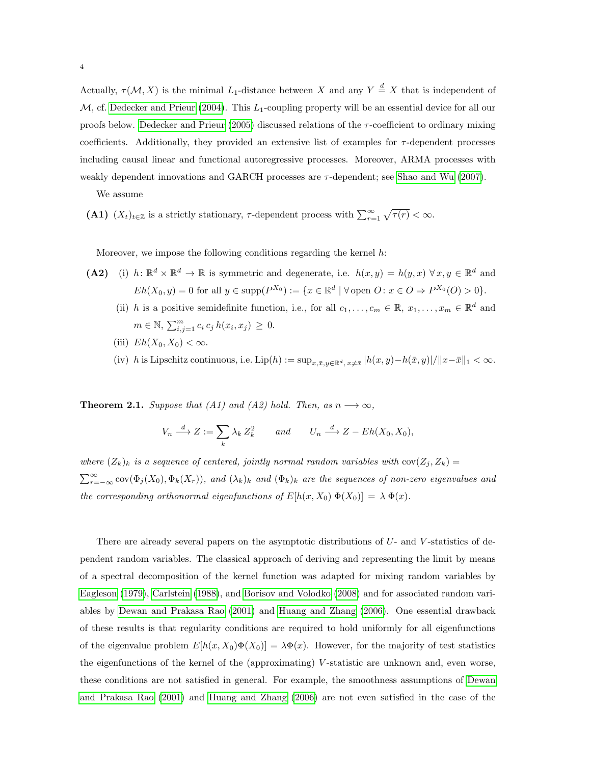Actually, $\tau(\mathcal{M}, X)$ is the minimal $L_1$-distance between $X$ and any $Y \stackrel{d}{=} X$ that is independent of $\mathcal{M}$, cf. Dedecker and Prieur (2004). This $L_1$-coupling property will be an essential device for all our proofs below. Dedecker and Prieur (2005) discussed relations of the $\tau$-coefficient to ordinary mixing coefficients. Additionally, they provided an extensive list of examples for $\tau$-dependent processes including causal linear and functional autoregressive processes. Moreover, ARMA processes with weakly dependent innovations and GARCH processes are $\tau$-dependent; see Shao and Wu (2007).

We assume

**(A1)** $(X_t)_{t\in\mathbb{Z}}$ is a strictly stationary, $\tau$-dependent process with $\sum_{r=1}^{\infty} \sqrt{\tau(r)} < \infty$.

Moreover, we impose the following conditions regarding the kernel $h$:

**(A2)** (i) $h\colon \mathbb{R}^d \times \mathbb{R}^d \to \mathbb{R}$ is symmetric and degenerate, i.e. $h(x, y) = h(y, x)\ \forall\, x, y \in \mathbb{R}^d$ and $Eh(X_0, y) = 0$ for all $y \in \operatorname{supp}(P^{X_0}) := \{x \in \mathbb{R}^d \mid \forall \text{open } O\colon x \in O \Rightarrow P^{X_0}(O) > 0\}$.

(ii) $h$ is a positive semidefinite function, i.e., for all $c_1, \ldots, c_m \in \mathbb{R}$, $x_1, \ldots, x_m \in \mathbb{R}^d$ and $m \in \mathbb{N}$, $\sum_{i,j=1}^{m} c_i\, c_j\, h(x_i, x_j) \geq 0$.

(iii) $Eh(X_0, X_0) < \infty$.

(iv) $h$ is Lipschitz continuous, i.e. $\operatorname{Lip}(h) := \sup_{x,\bar{x},y\in\mathbb{R}^d,\, x\neq\bar{x}} |h(x, y) - h(\bar{x}, y)|/\|x - \bar{x}\|_1 < \infty$.

**Theorem 2.1.** *Suppose that (A1) and (A2) hold. Then, as $n \longrightarrow \infty$,*

$$V_n \xrightarrow{d} Z := \sum_k \lambda_k\, Z_k^2 \qquad \text{and} \qquad U_n \xrightarrow{d} Z - Eh(X_0, X_0),$$

*where $(Z_k)_k$ is a sequence of centered, jointly normal random variables with $\operatorname{cov}(Z_j, Z_k) = \sum_{r=-\infty}^{\infty} \operatorname{cov}(\Phi_j(X_0), \Phi_k(X_r))$, and $(\lambda_k)_k$ and $(\Phi_k)_k$ are the sequences of non-zero eigenvalues and the corresponding orthonormal eigenfunctions of $E[h(x, X_0)\, \Phi(X_0)] = \lambda\, \Phi(x)$.*

There are already several papers on the asymptotic distributions of $U$- and $V$-statistics of dependent random variables. The classical approach of deriving and representing the limit by means of a spectral decomposition of the kernel function was adapted for mixing random variables by Eagleson (1979), Carlstein (1988), and Borisov and Volodko (2008) and for associated random variables by Dewan and Prakasa Rao (2001) and Huang and Zhang (2006). One essential drawback of these results is that regularity conditions are required to hold uniformly for all eigenfunctions of the eigenvalue problem $E[h(x, X_0)\Phi(X_0)] = \lambda\Phi(x)$. However, for the majority of test statistics the eigenfunctions of the kernel of the (approximating) $V$-statistic are unknown and, even worse, these conditions are not satisfied in general. For example, the smoothness assumptions of Dewan and Prakasa Rao (2001) and Huang and Zhang (2006) are not even satisfied in the case of the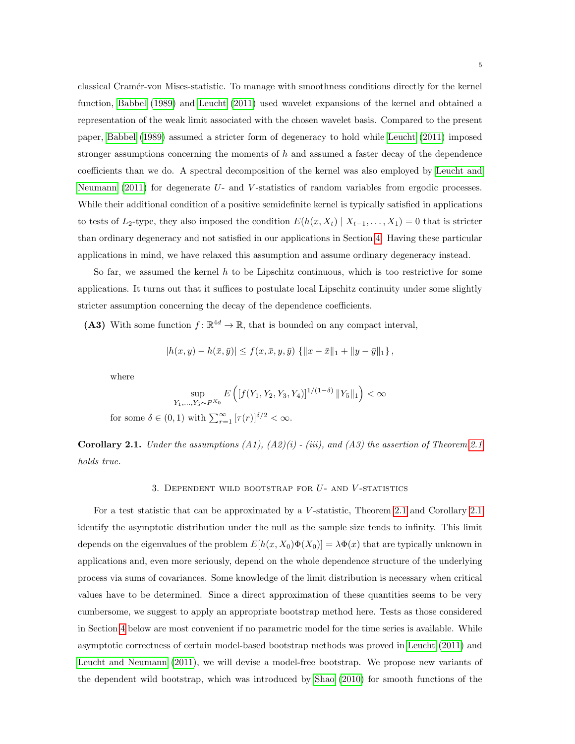classical Cramér-von Mises-statistic. To manage with smoothness conditions directly for the kernel function, Babbel (1989) and Leucht (2011) used wavelet expansions of the kernel and obtained a representation of the weak limit associated with the chosen wavelet basis. Compared to the present paper, Babbel (1989) assumed a stricter form of degeneracy to hold while Leucht (2011) imposed stronger assumptions concerning the moments of $h$ and assumed a faster decay of the dependence coefficients than we do. A spectral decomposition of the kernel was also employed by Leucht and Neumann (2011) for degenerate $U$- and $V$-statistics of random variables from ergodic processes. While their additional condition of a positive semidefinite kernel is typically satisfied in applications to tests of $L_2$-type, they also imposed the condition $E(h(x, X_t) \mid X_{t-1}, \ldots, X_1) = 0$ that is stricter than ordinary degeneracy and not satisfied in our applications in Section 4. Having these particular applications in mind, we have relaxed this assumption and assume ordinary degeneracy instead.

So far, we assumed the kernel $h$ to be Lipschitz continuous, which is too restrictive for some applications. It turns out that it suffices to postulate local Lipschitz continuity under some slightly stricter assumption concerning the decay of the dependence coefficients.

**(A3)** With some function $f \colon \mathbb{R}^{4d} \to \mathbb{R}$, that is bounded on any compact interval,

$$|h(x, y) - h(\bar{x}, \bar{y})| \leq f(x, \bar{x}, y, \bar{y}) \, \{\|x - \bar{x}\|_1 + \|y - \bar{y}\|_1\},$$

where

$$\sup_{Y_1, \ldots, Y_5 \sim P^{X_0}} E\left( [f(Y_1, Y_2, Y_3, Y_4)]^{1/(1-\delta)} \, \|Y_5\|_1 \right) < \infty$$

for some $\delta \in (0, 1)$ with $\sum_{r=1}^{\infty} [\tau(r)]^{\delta/2} < \infty$.

**Corollary 2.1.** *Under the assumptions (A1), (A2)(i) - (iii), and (A3) the assertion of Theorem 2.1 holds true.*

## 3. Dependent wild bootstrap for $U$- and $V$-statistics

For a test statistic that can be approximated by a $V$-statistic, Theorem 2.1 and Corollary 2.1 identify the asymptotic distribution under the null as the sample size tends to infinity. This limit depends on the eigenvalues of the problem $E[h(x, X_0)\Phi(X_0)] = \lambda \Phi(x)$ that are typically unknown in applications and, even more seriously, depend on the whole dependence structure of the underlying process via sums of covariances. Some knowledge of the limit distribution is necessary when critical values have to be determined. Since a direct approximation of these quantities seems to be very cumbersome, we suggest to apply an appropriate bootstrap method here. Tests as those considered in Section 4 below are most convenient if no parametric model for the time series is available. While asymptotic correctness of certain model-based bootstrap methods was proved in Leucht (2011) and Leucht and Neumann (2011), we will devise a model-free bootstrap. We propose new variants of the dependent wild bootstrap, which was introduced by Shao (2010) for smooth functions of the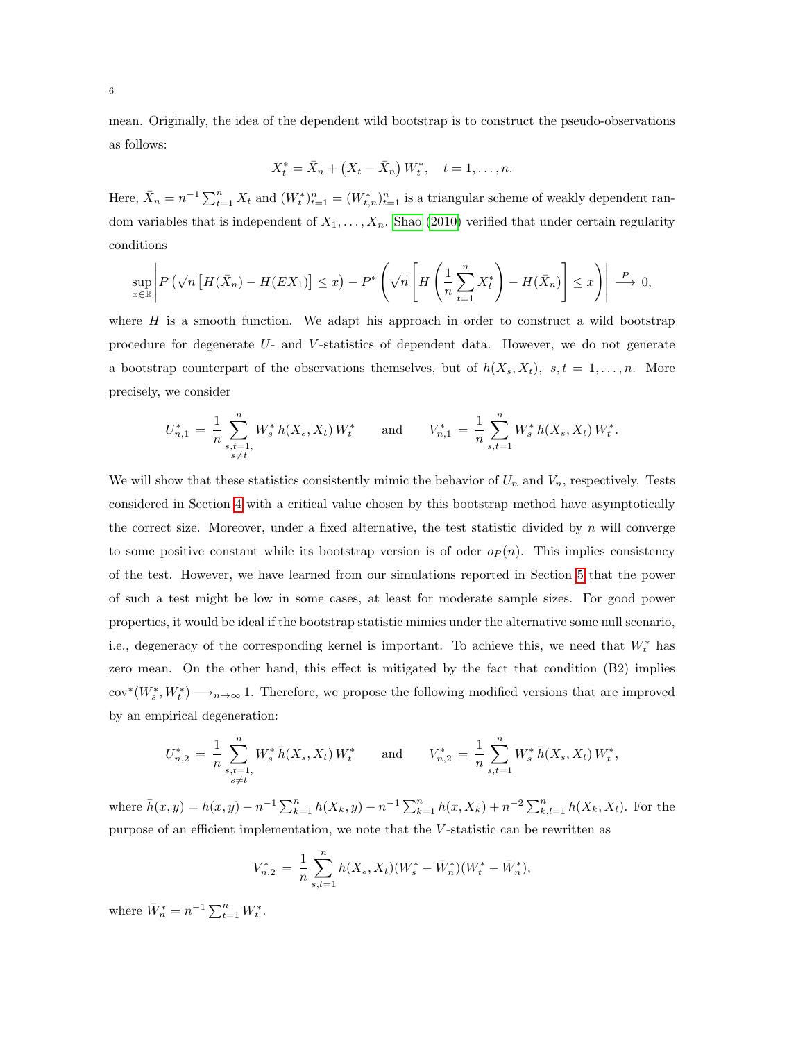mean. Originally, the idea of the dependent wild bootstrap is to construct the pseudo-observations as follows:

$$X_t^* = \bar{X}_n + \left(X_t - \bar{X}_n\right) W_t^*, \quad t = 1, \ldots, n.$$

Here, $\bar{X}_n = n^{-1} \sum_{t=1}^n X_t$ and $(W_t^*)_{t=1}^n = (W_{t,n}^*)_{t=1}^n$ is a triangular scheme of weakly dependent random variables that is independent of $X_1, \ldots, X_n$. Shao (2010) verified that under certain regularity conditions

$$\sup_{x \in \mathbb{R}} \left| P\left(\sqrt{n}\left[H(\bar{X}_n) - H(EX_1)\right] \leq x\right) - P^*\left(\sqrt{n}\left[H\left(\frac{1}{n}\sum_{t=1}^n X_t^*\right) - H(\bar{X}_n)\right] \leq x\right)\right| \overset{P}{\longrightarrow} 0,$$

where $H$ is a smooth function. We adapt his approach in order to construct a wild bootstrap procedure for degenerate $U$- and $V$-statistics of dependent data. However, we do not generate a bootstrap counterpart of the observations themselves, but of $h(X_s, X_t),\ s, t = 1, \ldots, n$. More precisely, we consider

$$U_{n,1}^* = \frac{1}{n} \sum_{\substack{s,t=1, \\ s \neq t}}^n W_s^* \, h(X_s, X_t) \, W_t^* \qquad \text{and} \qquad V_{n,1}^* = \frac{1}{n} \sum_{s,t=1}^n W_s^* \, h(X_s, X_t) \, W_t^*.$$

We will show that these statistics consistently mimic the behavior of $U_n$ and $V_n$, respectively. Tests considered in Section 4 with a critical value chosen by this bootstrap method have asymptotically the correct size. Moreover, under a fixed alternative, the test statistic divided by $n$ will converge to some positive constant while its bootstrap version is of oder $o_P(n)$. This implies consistency of the test. However, we have learned from our simulations reported in Section 5 that the power of such a test might be low in some cases, at least for moderate sample sizes. For good power properties, it would be ideal if the bootstrap statistic mimics under the alternative some null scenario, i.e., degeneracy of the corresponding kernel is important. To achieve this, we need that $W_t^*$ has zero mean. On the other hand, this effect is mitigated by the fact that condition (B2) implies $\text{cov}^*(W_s^*, W_t^*) \longrightarrow_{n \to \infty} 1$. Therefore, we propose the following modified versions that are improved by an empirical degeneration:

$$U_{n,2}^* = \frac{1}{n} \sum_{\substack{s,t=1, \\ s \neq t}}^n W_s^* \, \bar{h}(X_s, X_t) \, W_t^* \qquad \text{and} \qquad V_{n,2}^* = \frac{1}{n} \sum_{s,t=1}^n W_s^* \, \bar{h}(X_s, X_t) \, W_t^*,$$

where $\bar{h}(x, y) = h(x, y) - n^{-1} \sum_{k=1}^n h(X_k, y) - n^{-1} \sum_{k=1}^n h(x, X_k) + n^{-2} \sum_{k,l=1}^n h(X_k, X_l)$. For the purpose of an efficient implementation, we note that the $V$-statistic can be rewritten as

$$V_{n,2}^* = \frac{1}{n} \sum_{s,t=1}^n h(X_s, X_t)(W_s^* - \bar{W}_n^*)(W_t^* - \bar{W}_n^*),$$

where $\bar{W}_n^* = n^{-1} \sum_{t=1}^n W_t^*$.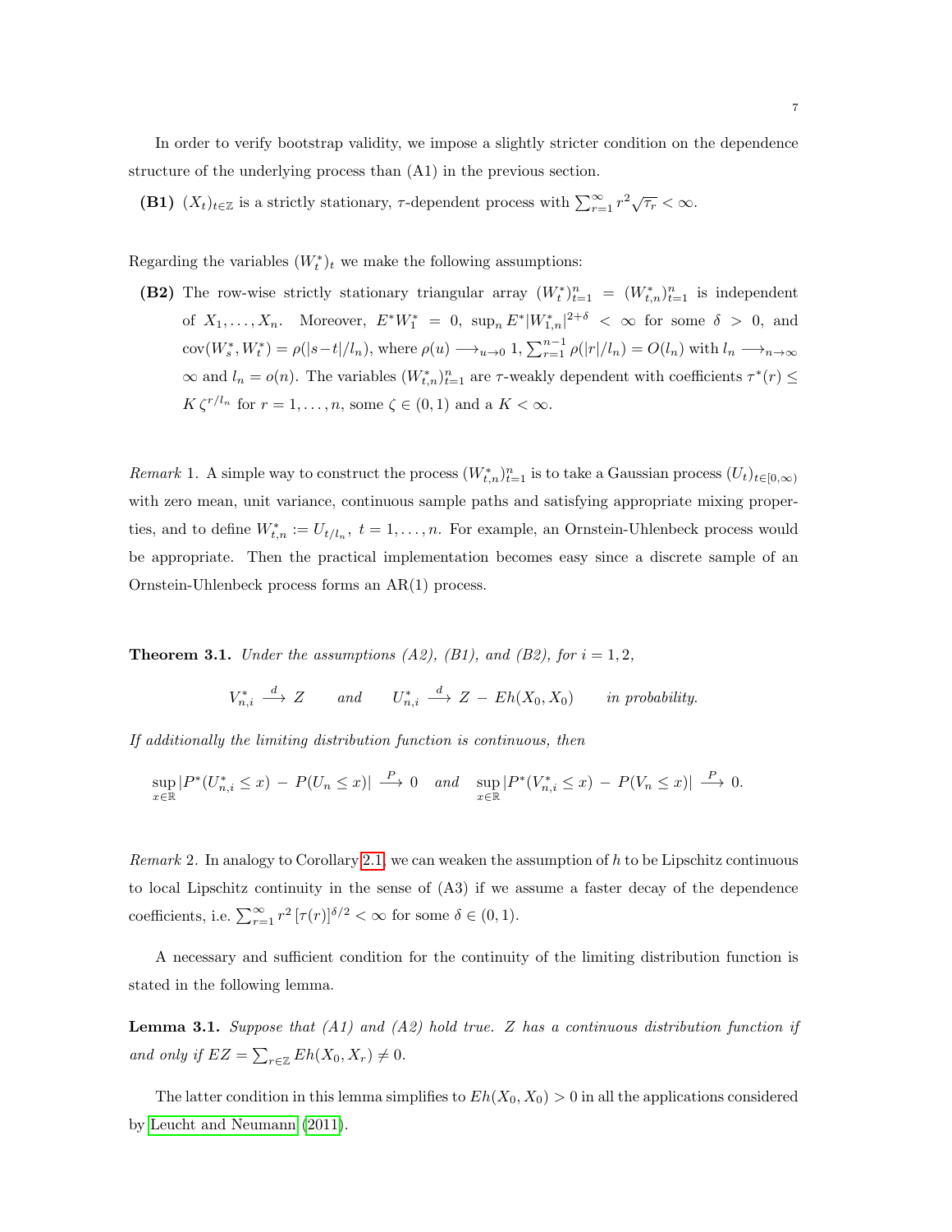In order to verify bootstrap validity, we impose a slightly stricter condition on the dependence structure of the underlying process than (A1) in the previous section.

**(B1)** $(X_t)_{t\in\mathbb{Z}}$ is a strictly stationary, $\tau$-dependent process with $\sum_{r=1}^{\infty} r^2 \sqrt{\tau_r} < \infty$.

Regarding the variables $(W_t^*)_t$ we make the following assumptions:

**(B2)** The row-wise strictly stationary triangular array $(W_t^*)_{t=1}^n = (W_{t,n}^*)_{t=1}^n$ is independent of $X_1, \ldots, X_n$. Moreover, $E^* W_1^* = 0$, $\sup_n E^* |W_{1,n}^*|^{2+\delta} < \infty$ for some $\delta > 0$, and $\mathrm{cov}(W_s^*, W_t^*) = \rho(|s-t|/l_n)$, where $\rho(u) \longrightarrow_{u\to 0} 1$, $\sum_{r=1}^{n-1} \rho(|r|/l_n) = O(l_n)$ with $l_n \longrightarrow_{n\to\infty} \infty$ and $l_n = o(n)$. The variables $(W_{t,n}^*)_{t=1}^n$ are $\tau$-weakly dependent with coefficients $\tau^*(r) \leq K\, \zeta^{r/l_n}$ for $r = 1, \ldots, n$, some $\zeta \in (0,1)$ and a $K < \infty$.

*Remark* 1. A simple way to construct the process $(W_{t,n}^*)_{t=1}^n$ is to take a Gaussian process $(U_t)_{t\in[0,\infty)}$ with zero mean, unit variance, continuous sample paths and satisfying appropriate mixing properties, and to define $W_{t,n}^* := U_{t/l_n}$, $t = 1, \ldots, n$. For example, an Ornstein-Uhlenbeck process would be appropriate. Then the practical implementation becomes easy since a discrete sample of an Ornstein-Uhlenbeck process forms an AR(1) process.

**Theorem 3.1.** *Under the assumptions (A2), (B1), and (B2), for $i = 1, 2$,*

$$V_{n,i}^* \xrightarrow{d} Z \qquad \text{and} \qquad U_{n,i}^* \xrightarrow{d} Z - Eh(X_0, X_0) \qquad \text{in probability.}$$

*If additionally the limiting distribution function is continuous, then*

$$\sup_{x\in\mathbb{R}} |P^*(U_{n,i}^* \leq x) - P(U_n \leq x)| \xrightarrow{P} 0 \quad \text{and} \quad \sup_{x\in\mathbb{R}} |P^*(V_{n,i}^* \leq x) - P(V_n \leq x)| \xrightarrow{P} 0.$$

*Remark* 2. In analogy to Corollary 2.1, we can weaken the assumption of $h$ to be Lipschitz continuous to local Lipschitz continuity in the sense of (A3) if we assume a faster decay of the dependence coefficients, i.e. $\sum_{r=1}^{\infty} r^2 \,[\tau(r)]^{\delta/2} < \infty$ for some $\delta \in (0,1)$.

A necessary and sufficient condition for the continuity of the limiting distribution function is stated in the following lemma.

**Lemma 3.1.** *Suppose that (A1) and (A2) hold true. $Z$ has a continuous distribution function if and only if $EZ = \sum_{r\in\mathbb{Z}} Eh(X_0, X_r) \neq 0$.*

The latter condition in this lemma simplifies to $Eh(X_0, X_0) > 0$ in all the applications considered by Leucht and Neumann (2011).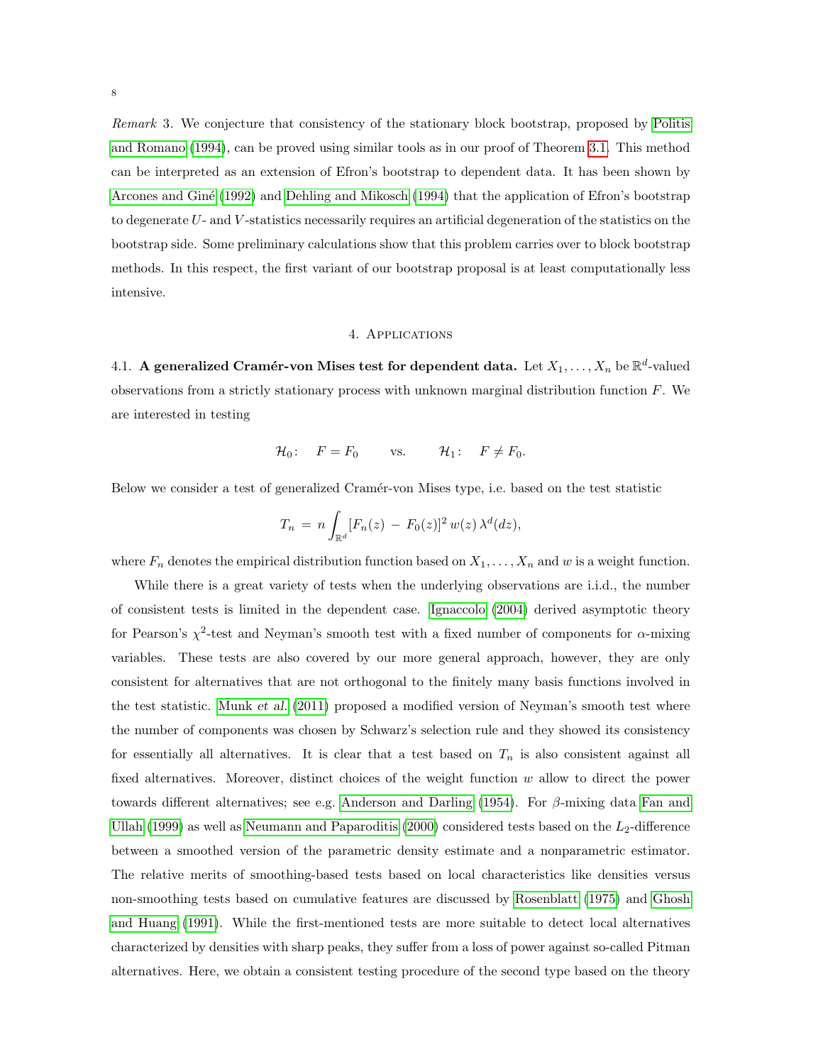*Remark* 3. We conjecture that consistency of the stationary block bootstrap, proposed by Politis and Romano (1994), can be proved using similar tools as in our proof of Theorem 3.1. This method can be interpreted as an extension of Efron's bootstrap to dependent data. It has been shown by Arcones and Giné (1992) and Dehling and Mikosch (1994) that the application of Efron's bootstrap to degenerate $U$- and $V$-statistics necessarily requires an artificial degeneration of the statistics on the bootstrap side. Some preliminary calculations show that this problem carries over to block bootstrap methods. In this respect, the first variant of our bootstrap proposal is at least computationally less intensive.

## 4. Applications

### 4.1. A generalized Cramér-von Mises test for dependent data.

Let $X_1, \ldots, X_n$ be $\mathbb{R}^d$-valued observations from a strictly stationary process with unknown marginal distribution function $F$. We are interested in testing

$$\mathcal{H}_0\colon \quad F = F_0 \qquad \text{vs.} \qquad \mathcal{H}_1\colon \quad F \neq F_0.$$

Below we consider a test of generalized Cramér-von Mises type, i.e. based on the test statistic

$$T_n \,=\, n \int_{\mathbb{R}^d} [F_n(z) \,-\, F_0(z)]^2 \, w(z) \, \lambda^d(dz),$$

where $F_n$ denotes the empirical distribution function based on $X_1, \ldots, X_n$ and $w$ is a weight function.

While there is a great variety of tests when the underlying observations are i.i.d., the number of consistent tests is limited in the dependent case. Ignaccolo (2004) derived asymptotic theory for Pearson's $\chi^2$-test and Neyman's smooth test with a fixed number of components for $\alpha$-mixing variables. These tests are also covered by our more general approach, however, they are only consistent for alternatives that are not orthogonal to the finitely many basis functions involved in the test statistic. Munk *et al.* (2011) proposed a modified version of Neyman's smooth test where the number of components was chosen by Schwarz's selection rule and they showed its consistency for essentially all alternatives. It is clear that a test based on $T_n$ is also consistent against all fixed alternatives. Moreover, distinct choices of the weight function $w$ allow to direct the power towards different alternatives; see e.g. Anderson and Darling (1954). For $\beta$-mixing data Fan and Ullah (1999) as well as Neumann and Paparoditis (2000) considered tests based on the $L_2$-difference between a smoothed version of the parametric density estimate and a nonparametric estimator. The relative merits of smoothing-based tests based on local characteristics like densities versus non-smoothing tests based on cumulative features are discussed by Rosenblatt (1975) and Ghosh and Huang (1991). While the first-mentioned tests are more suitable to detect local alternatives characterized by densities with sharp peaks, they suffer from a loss of power against so-called Pitman alternatives. Here, we obtain a consistent testing procedure of the second type based on the theory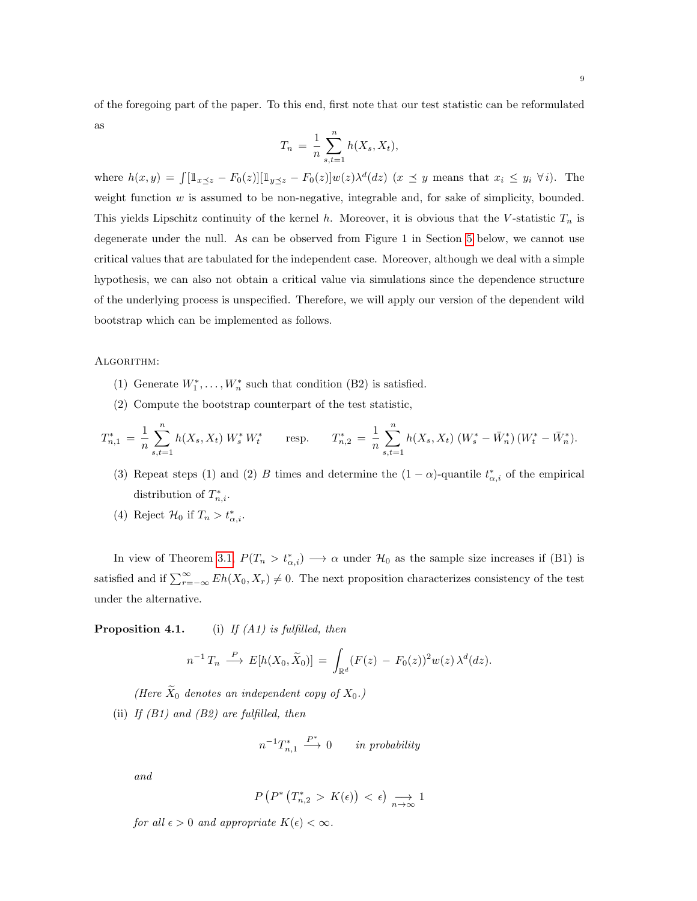of the foregoing part of the paper. To this end, first note that our test statistic can be reformulated as

$$T_n \,=\, \frac{1}{n} \sum_{s,t=1}^{n} h(X_s, X_t),$$

where $h(x,y) = \int [\mathbb{1}_{x \preceq z} - F_0(z)][\mathbb{1}_{y \preceq z} - F_0(z)] w(z) \lambda^d(dz)$ ($x \preceq y$ means that $x_i \leq y_i \; \forall \, i$). The weight function $w$ is assumed to be non-negative, integrable and, for sake of simplicity, bounded. This yields Lipschitz continuity of the kernel $h$. Moreover, it is obvious that the $V$-statistic $T_n$ is degenerate under the null. As can be observed from Figure 1 in Section 5 below, we cannot use critical values that are tabulated for the independent case. Moreover, although we deal with a simple hypothesis, we can also not obtain a critical value via simulations since the dependence structure of the underlying process is unspecified. Therefore, we will apply our version of the dependent wild bootstrap which can be implemented as follows.

Algorithm:

(1) Generate $W_1^*, \ldots, W_n^*$ such that condition (B2) is satisfied.

(2) Compute the bootstrap counterpart of the test statistic,

$$T_{n,1}^* \,=\, \frac{1}{n} \sum_{s,t=1}^{n} h(X_s, X_t) \, W_s^* \, W_t^* \qquad \text{resp.} \qquad T_{n,2}^* \,=\, \frac{1}{n} \sum_{s,t=1}^{n} h(X_s, X_t) \, (W_s^* - \bar{W}_n^*) \, (W_t^* - \bar{W}_n^*).$$

(3) Repeat steps (1) and (2) $B$ times and determine the $(1-\alpha)$-quantile $t_{\alpha,i}^*$ of the empirical distribution of $T_{n,i}^*$.

(4) Reject $\mathcal{H}_0$ if $T_n > t_{\alpha,i}^*$.

In view of Theorem 3.1, $P(T_n > t_{\alpha,i}^*) \longrightarrow \alpha$ under $\mathcal{H}_0$ as the sample size increases if (B1) is satisfied and if $\sum_{r=-\infty}^{\infty} Eh(X_0, X_r) \neq 0$. The next proposition characterizes consistency of the test under the alternative.

**Proposition 4.1.** (i) *If (A1) is fulfilled, then*

$$n^{-1} \, T_n \, \stackrel{P}{\longrightarrow} \, E[h(X_0, \widetilde{X}_0)] \,=\, \int_{\mathbb{R}^d} (F(z) \,-\, F_0(z))^2 w(z) \, \lambda^d(dz).$$

*(Here $\widetilde{X}_0$ denotes an independent copy of $X_0$.)*

(ii) *If (B1) and (B2) are fulfilled, then*

$$n^{-1} T_{n,1}^* \stackrel{P^*}{\longrightarrow} 0 \qquad \textit{in probability}$$

*and*

$$P\left(P^*\left(T_{n,2}^* \,>\, K(\epsilon)\right) \,<\, \epsilon\right) \underset{n\to\infty}{\longrightarrow} 1$$

*for all $\epsilon > 0$ and appropriate $K(\epsilon) < \infty$.*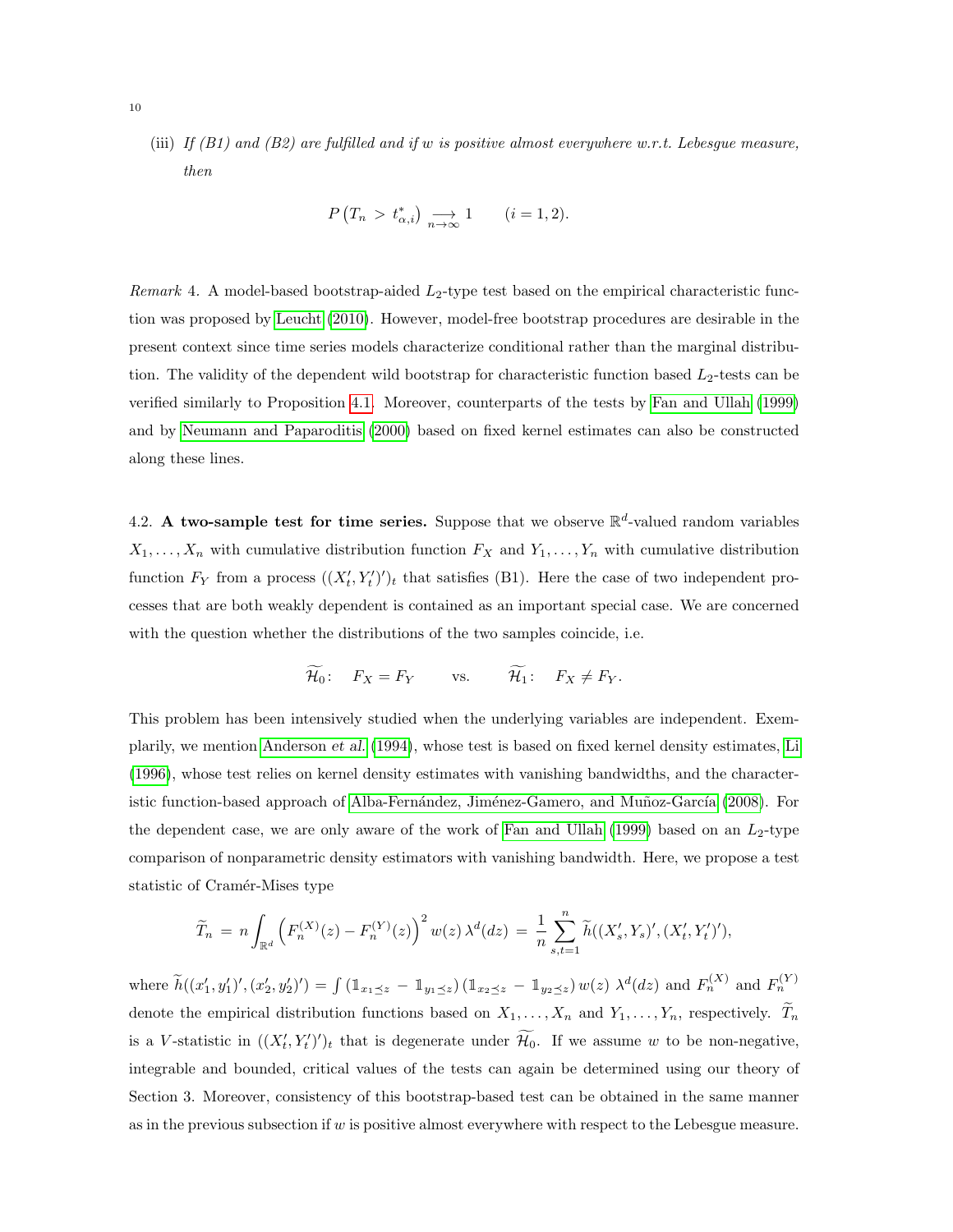(iii) *If (B1) and (B2) are fulfilled and if $w$ is positive almost everywhere w.r.t. Lebesgue measure, then*

$$P\left(T_n \,>\, t^*_{\alpha,i}\right) \underset{n\to\infty}{\longrightarrow} 1 \qquad (i=1,2).$$

*Remark* 4. A model-based bootstrap-aided $L_2$-type test based on the empirical characteristic function was proposed by Leucht (2010). However, model-free bootstrap procedures are desirable in the present context since time series models characterize conditional rather than the marginal distribution. The validity of the dependent wild bootstrap for characteristic function based $L_2$-tests can be verified similarly to Proposition 4.1. Moreover, counterparts of the tests by Fan and Ullah (1999) and by Neumann and Paparoditis (2000) based on fixed kernel estimates can also be constructed along these lines.

4.2. **A two-sample test for time series.** Suppose that we observe $\mathbb{R}^d$-valued random variables $X_1,\ldots,X_n$ with cumulative distribution function $F_X$ and $Y_1,\ldots,Y_n$ with cumulative distribution function $F_Y$ from a process $((X_t', Y_t')')_t$ that satisfies (B1). Here the case of two independent processes that are both weakly dependent is contained as an important special case. We are concerned with the question whether the distributions of the two samples coincide, i.e.

$$\widetilde{\mathcal{H}}_0\colon \quad F_X = F_Y \qquad \text{vs.} \qquad \widetilde{\mathcal{H}}_1\colon \quad F_X \neq F_Y.$$

This problem has been intensively studied when the underlying variables are independent. Exemplarily, we mention Anderson *et al.* (1994), whose test is based on fixed kernel density estimates, Li (1996), whose test relies on kernel density estimates with vanishing bandwidths, and the characteristic function-based approach of Alba-Fernández, Jiménez-Gamero, and Muñoz-García (2008). For the dependent case, we are only aware of the work of Fan and Ullah (1999) based on an $L_2$-type comparison of nonparametric density estimators with vanishing bandwidth. Here, we propose a test statistic of Cramér-Mises type

$$\widetilde{T}_n \,=\, n\int_{\mathbb{R}^d}\left(F_n^{(X)}(z)-F_n^{(Y)}(z)\right)^2 w(z)\,\lambda^d(dz) \,=\, \frac{1}{n}\sum_{s,t=1}^n \widetilde{h}((X_s', Y_s)', (X_t', Y_t')'),$$

where $\widetilde{h}((x_1', y_1')', (x_2', y_2')') = \int \left(\mathbb{1}_{x_1\preceq z} - \mathbb{1}_{y_1\preceq z}\right)\left(\mathbb{1}_{x_2\preceq z} - \mathbb{1}_{y_2\preceq z}\right) w(z)\,\lambda^d(dz)$ and $F_n^{(X)}$ and $F_n^{(Y)}$ denote the empirical distribution functions based on $X_1,\ldots,X_n$ and $Y_1,\ldots,Y_n$, respectively. $\widetilde{T}_n$ is a $V$-statistic in $((X_t', Y_t')')_t$ that is degenerate under $\widetilde{\mathcal{H}}_0$. If we assume $w$ to be non-negative, integrable and bounded, critical values of the tests can again be determined using our theory of Section 3. Moreover, consistency of this bootstrap-based test can be obtained in the same manner as in the previous subsection if $w$ is positive almost everywhere with respect to the Lebesgue measure.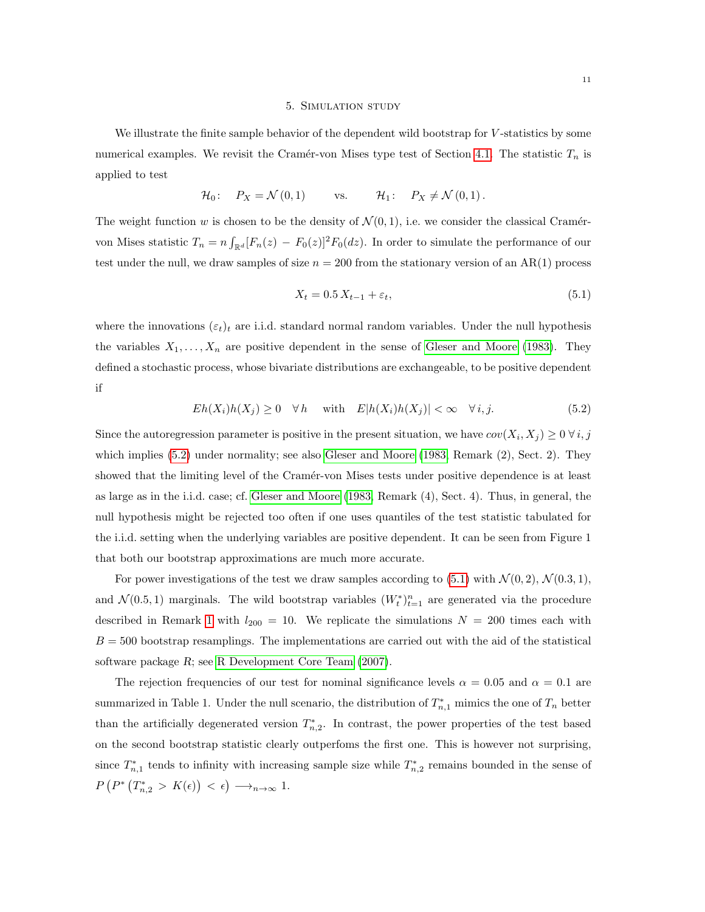## 5. Simulation study

We illustrate the finite sample behavior of the dependent wild bootstrap for $V$-statistics by some numerical examples. We revisit the Cramér-von Mises type test of Section 4.1. The statistic $T_n$ is applied to test

$$\mathcal{H}_0\colon \quad P_X = \mathcal{N}(0,1) \qquad \text{vs.} \qquad \mathcal{H}_1\colon \quad P_X \neq \mathcal{N}(0,1).$$

The weight function $w$ is chosen to be the density of $\mathcal{N}(0,1)$, i.e. we consider the classical Cramér-von Mises statistic $T_n = n\int_{\mathbb{R}^d}[F_n(z) - F_0(z)]^2 F_0(dz)$. In order to simulate the performance of our test under the null, we draw samples of size $n = 200$ from the stationary version of an AR(1) process

$$X_t = 0.5\, X_{t-1} + \varepsilon_t, \tag{5.1}$$

where the innovations $(\varepsilon_t)_t$ are i.i.d. standard normal random variables. Under the null hypothesis the variables $X_1, \ldots, X_n$ are positive dependent in the sense of Gleser and Moore (1983). They defined a stochastic process, whose bivariate distributions are exchangeable, to be positive dependent if

$$Eh(X_i)h(X_j) \geq 0 \quad \forall\, h \quad \text{ with } \quad E|h(X_i)h(X_j)| < \infty \quad \forall\, i,j. \tag{5.2}$$

Since the autoregression parameter is positive in the present situation, we have $cov(X_i, X_j) \geq 0\; \forall\, i,j$ which implies (5.2) under normality; see also Gleser and Moore (1983, Remark (2), Sect. 2). They showed that the limiting level of the Cramér-von Mises tests under positive dependence is at least as large as in the i.i.d. case; cf. Gleser and Moore (1983, Remark (4), Sect. 4). Thus, in general, the null hypothesis might be rejected too often if one uses quantiles of the test statistic tabulated for the i.i.d. setting when the underlying variables are positive dependent. It can be seen from Figure 1 that both our bootstrap approximations are much more accurate.

For power investigations of the test we draw samples according to (5.1) with $\mathcal{N}(0,2)$, $\mathcal{N}(0.3,1)$, and $\mathcal{N}(0.5,1)$ marginals. The wild bootstrap variables $(W_t^*)_{t=1}^n$ are generated via the procedure described in Remark 1 with $l_{200} = 10$. We replicate the simulations $N = 200$ times each with $B = 500$ bootstrap resamplings. The implementations are carried out with the aid of the statistical software package $R$; see R Development Core Team (2007).

The rejection frequencies of our test for nominal significance levels $\alpha = 0.05$ and $\alpha = 0.1$ are summarized in Table 1. Under the null scenario, the distribution of $T_{n,1}^*$ mimics the one of $T_n$ better than the artificially degenerated version $T_{n,2}^*$. In contrast, the power properties of the test based on the second bootstrap statistic clearly outperfoms the first one. This is however not surprising, since $T_{n,1}^*$ tends to infinity with increasing sample size while $T_{n,2}^*$ remains bounded in the sense of $P\left(P^*\left(T_{n,2}^* > K(\epsilon)\right) < \epsilon\right) \longrightarrow_{n\to\infty} 1$.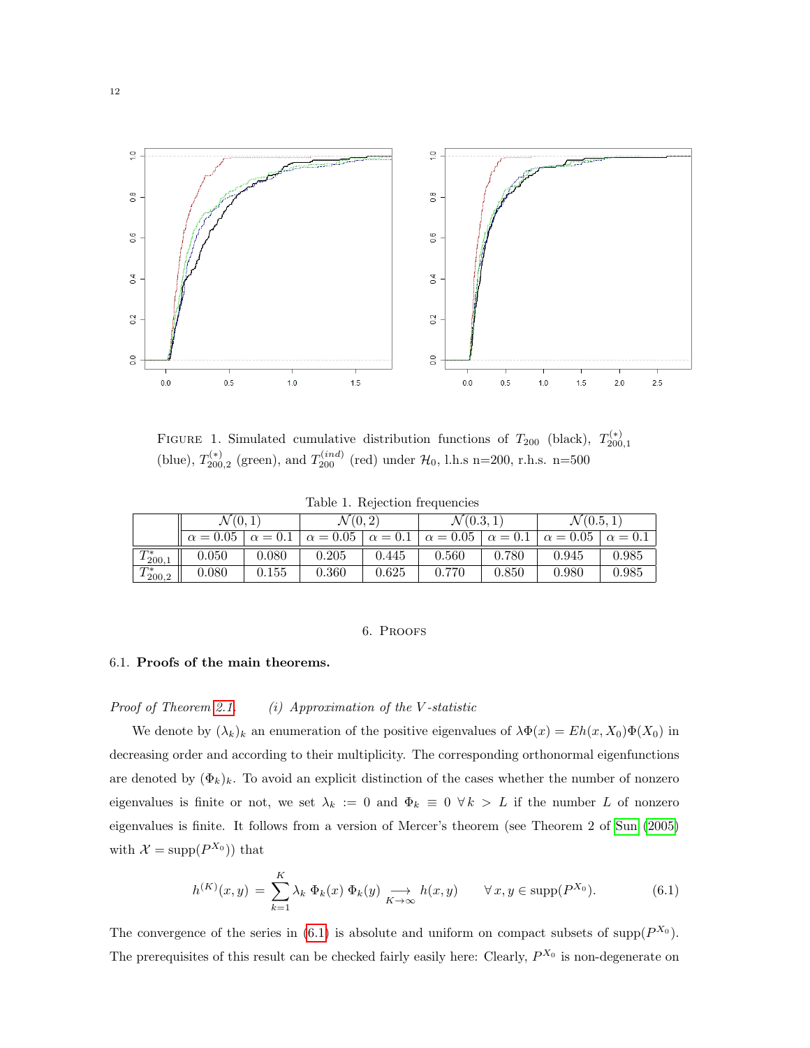FIGURE 1. Simulated cumulative distribution functions of $T_{200}$ (black), $T^{(*)}_{200,1}$ (blue), $T^{(*)}_{200,2}$ (green), and $T^{(ind)}_{200}$ (red) under $\mathcal{H}_0$, l.h.s n=200, r.h.s. n=500

Table 1. Rejection frequencies

| | $\mathcal{N}(0,1)$ | | $\mathcal{N}(0,2)$ | | $\mathcal{N}(0.3,1)$ | | $\mathcal{N}(0.5,1)$ | |
|---|---|---|---|---|---|---|---|---|
| | $\alpha=0.05$ | $\alpha=0.1$ | $\alpha=0.05$ | $\alpha=0.1$ | $\alpha=0.05$ | $\alpha=0.1$ | $\alpha=0.05$ | $\alpha=0.1$ |
| $T^*_{200,1}$ | 0.050 | 0.080 | 0.205 | 0.445 | 0.560 | 0.780 | 0.945 | 0.985 |
| $T^*_{200,2}$ | 0.080 | 0.155 | 0.360 | 0.625 | 0.770 | 0.850 | 0.980 | 0.985 |

## 6. PROOFS

### 6.1. **Proofs of the main theorems.**

*Proof of Theorem 2.1.* *(i) Approximation of the V-statistic*

We denote by $(\lambda_k)_k$ an enumeration of the positive eigenvalues of $\lambda\Phi(x) = Eh(x, X_0)\Phi(X_0)$ in decreasing order and according to their multiplicity. The corresponding orthonormal eigenfunctions are denoted by $(\Phi_k)_k$. To avoid an explicit distinction of the cases whether the number of nonzero eigenvalues is finite or not, we set $\lambda_k := 0$ and $\Phi_k \equiv 0 \ \forall k > L$ if the number $L$ of nonzero eigenvalues is finite. It follows from a version of Mercer's theorem (see Theorem 2 of Sun (2005) with $\mathcal{X} = \operatorname{supp}(P^{X_0})$) that

$$h^{(K)}(x,y) \,=\, \sum_{k=1}^{K} \lambda_k \; \Phi_k(x) \; \Phi_k(y) \underset{K\to\infty}{\longrightarrow} h(x,y) \qquad \forall\, x,y \in \operatorname{supp}(P^{X_0}). \tag{6.1}$$

The convergence of the series in (6.1) is absolute and uniform on compact subsets of $\operatorname{supp}(P^{X_0})$. The prerequisites of this result can be checked fairly easily here: Clearly, $P^{X_0}$ is non-degenerate on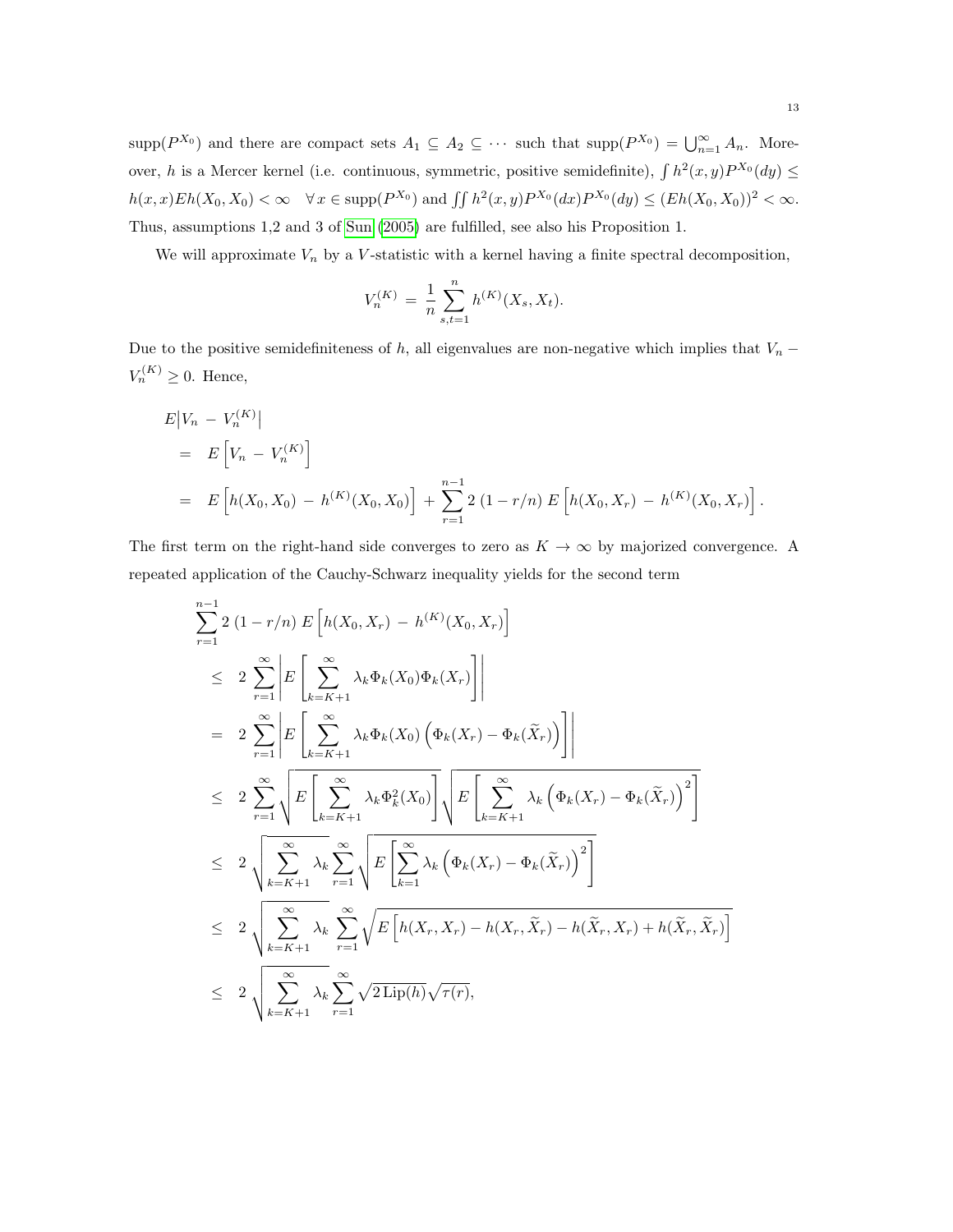$\text{supp}(P^{X_0})$ and there are compact sets $A_1 \subseteq A_2 \subseteq \cdots$ such that $\text{supp}(P^{X_0}) = \bigcup_{n=1}^{\infty} A_n$. Moreover, $h$ is a Mercer kernel (i.e. continuous, symmetric, positive semidefinite), $\int h^2(x,y) P^{X_0}(dy) \leq h(x,x) E h(X_0, X_0) < \infty \quad \forall\, x \in \text{supp}(P^{X_0})$ and $\iint h^2(x,y) P^{X_0}(dx) P^{X_0}(dy) \leq (E h(X_0,X_0))^2 < \infty$. Thus, assumptions 1,2 and 3 of Sun (2005) are fulfilled, see also his Proposition 1.

We will approximate $V_n$ by a $V$-statistic with a kernel having a finite spectral decomposition,

$$V_n^{(K)} \,=\, \frac{1}{n} \sum_{s,t=1}^{n} h^{(K)}(X_s, X_t).$$

Due to the positive semidefiniteness of $h$, all eigenvalues are non-negative which implies that $V_n - V_n^{(K)} \geq 0$. Hence,

$$\begin{aligned}
& E\big|V_n \,-\, V_n^{(K)}\big| \\
&= E\left[V_n \,-\, V_n^{(K)}\right] \\
&= E\left[h(X_0,X_0) \,-\, h^{(K)}(X_0,X_0)\right] \,+\, \sum_{r=1}^{n-1} 2\,(1-r/n)\, E\left[h(X_0,X_r) \,-\, h^{(K)}(X_0,X_r)\right].
\end{aligned}$$

The first term on the right-hand side converges to zero as $K \to \infty$ by majorized convergence. A repeated application of the Cauchy-Schwarz inequality yields for the second term

$$\begin{aligned}
& \sum_{r=1}^{n-1} 2\,(1-r/n)\, E\left[h(X_0,X_r) \,-\, h^{(K)}(X_0,X_r)\right] \\
&\leq 2 \sum_{r=1}^{\infty} \left| E\left[\sum_{k=K+1}^{\infty} \lambda_k \Phi_k(X_0) \Phi_k(X_r)\right] \right| \\
&= 2 \sum_{r=1}^{\infty} \left| E\left[\sum_{k=K+1}^{\infty} \lambda_k \Phi_k(X_0) \left(\Phi_k(X_r) - \Phi_k(\widetilde{X}_r)\right)\right] \right| \\
&\leq 2 \sum_{r=1}^{\infty} \sqrt{E\left[\sum_{k=K+1}^{\infty} \lambda_k \Phi_k^2(X_0)\right]} \sqrt{E\left[\sum_{k=K+1}^{\infty} \lambda_k \left(\Phi_k(X_r) - \Phi_k(\widetilde{X}_r)\right)^2\right]} \\
&\leq 2 \sqrt{\sum_{k=K+1}^{\infty} \lambda_k} \sum_{r=1}^{\infty} \sqrt{E\left[\sum_{k=1}^{\infty} \lambda_k \left(\Phi_k(X_r) - \Phi_k(\widetilde{X}_r)\right)^2\right]} \\
&\leq 2 \sqrt{\sum_{k=K+1}^{\infty} \lambda_k} \sum_{r=1}^{\infty} \sqrt{E\left[h(X_r,X_r) - h(X_r,\widetilde{X}_r) - h(\widetilde{X}_r,X_r) + h(\widetilde{X}_r,\widetilde{X}_r)\right]} \\
&\leq 2 \sqrt{\sum_{k=K+1}^{\infty} \lambda_k} \sum_{r=1}^{\infty} \sqrt{2\,\text{Lip}(h)} \sqrt{\tau(r)},
\end{aligned}$$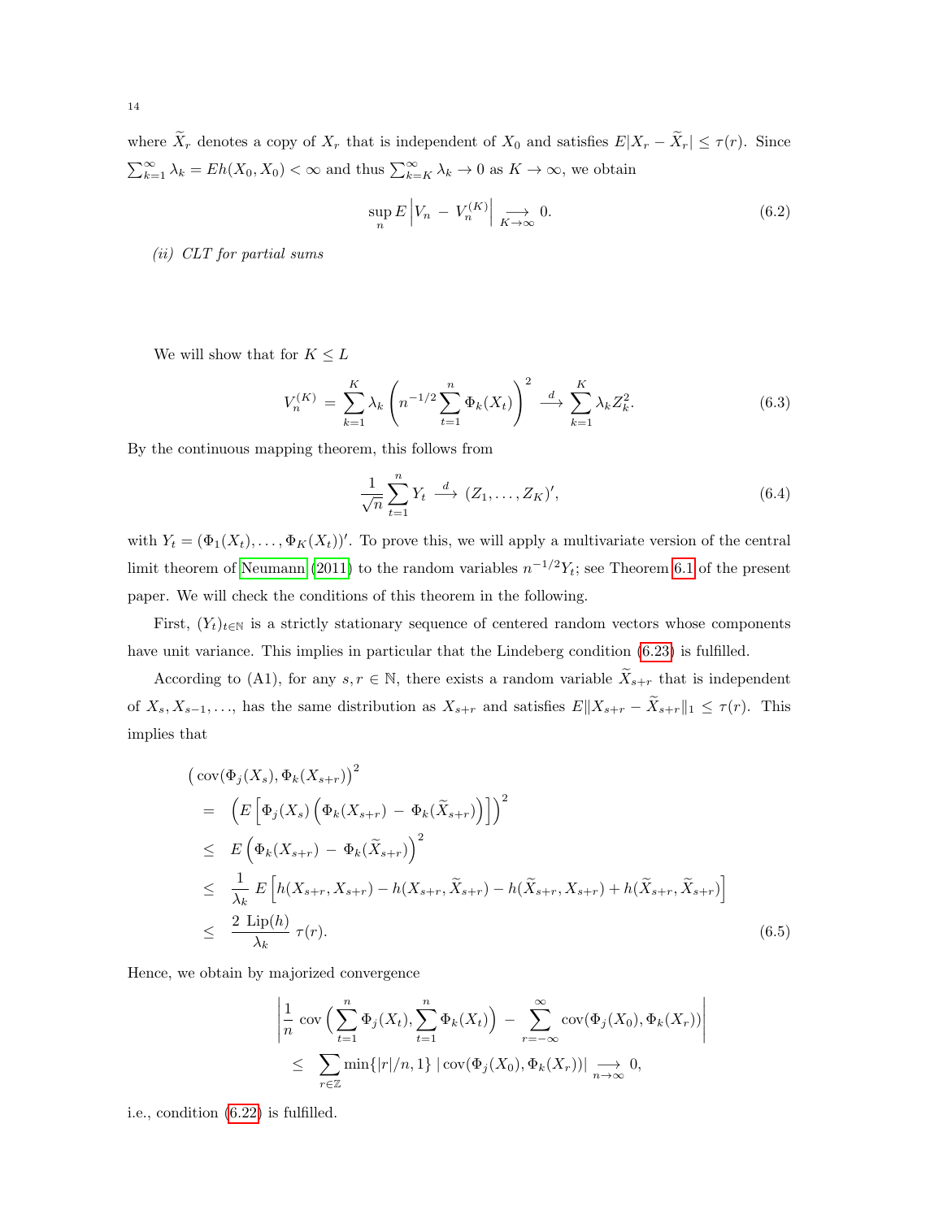where $\widetilde{X}_r$ denotes a copy of $X_r$ that is independent of $X_0$ and satisfies $E|X_r - \widetilde{X}_r| \leq \tau(r)$. Since $\sum_{k=1}^{\infty} \lambda_k = Eh(X_0, X_0) < \infty$ and thus $\sum_{k=K}^{\infty} \lambda_k \to 0$ as $K \to \infty$, we obtain

$$\sup_n E\left|V_n \,-\, V_n^{(K)}\right| \underset{K\to\infty}{\longrightarrow} 0. \tag{6.2}$$

*(ii) CLT for partial sums*

We will show that for $K \leq L$

$$V_n^{(K)} \,=\, \sum_{k=1}^{K} \lambda_k \left(n^{-1/2} \sum_{t=1}^{n} \Phi_k(X_t)\right)^2 \stackrel{d}{\longrightarrow} \sum_{k=1}^{K} \lambda_k Z_k^2. \tag{6.3}$$

By the continuous mapping theorem, this follows from

$$\frac{1}{\sqrt{n}} \sum_{t=1}^{n} Y_t \stackrel{d}{\longrightarrow} (Z_1, \ldots, Z_K)', \tag{6.4}$$

with $Y_t = (\Phi_1(X_t), \ldots, \Phi_K(X_t))'$. To prove this, we will apply a multivariate version of the central limit theorem of Neumann (2011) to the random variables $n^{-1/2} Y_t$; see Theorem 6.1 of the present paper. We will check the conditions of this theorem in the following.

First, $(Y_t)_{t\in\mathbb{N}}$ is a strictly stationary sequence of centered random vectors whose components have unit variance. This implies in particular that the Lindeberg condition (6.23) is fulfilled.

According to (A1), for any $s, r \in \mathbb{N}$, there exists a random variable $\widetilde{X}_{s+r}$ that is independent of $X_s, X_{s-1}, \ldots$, has the same distribution as $X_{s+r}$ and satisfies $E\|X_{s+r} - \widetilde{X}_{s+r}\|_1 \leq \tau(r)$. This implies that

$$\begin{aligned}
&\big(\operatorname{cov}(\Phi_j(X_s), \Phi_k(X_{s+r})\big)^2 \\
&\quad= \Big(E\Big[\Phi_j(X_s)\Big(\Phi_k(X_{s+r}) \,-\, \Phi_k(\widetilde{X}_{s+r})\Big)\Big]\Big)^2 \\
&\quad\leq E\Big(\Phi_k(X_{s+r}) \,-\, \Phi_k(\widetilde{X}_{s+r})\Big)^2 \\
&\quad\leq \frac{1}{\lambda_k}\, E\Big[h(X_{s+r}, X_{s+r}) - h(X_{s+r}, \widetilde{X}_{s+r}) - h(\widetilde{X}_{s+r}, X_{s+r}) + h(\widetilde{X}_{s+r}, \widetilde{X}_{s+r})\Big] \\
&\quad\leq \frac{2\ \mathrm{Lip}(h)}{\lambda_k}\ \tau(r).
\end{aligned} \tag{6.5}$$

Hence, we obtain by majorized convergence

$$\begin{aligned}
&\left|\frac{1}{n}\ \operatorname{cov}\Big(\sum_{t=1}^{n}\Phi_j(X_t), \sum_{t=1}^{n}\Phi_k(X_t)\Big) \,-\, \sum_{r=-\infty}^{\infty} \operatorname{cov}(\Phi_j(X_0), \Phi_k(X_r))\right| \\
&\quad\leq \sum_{r\in\mathbb{Z}} \min\{|r|/n, 1\}\ |\operatorname{cov}(\Phi_j(X_0), \Phi_k(X_r))| \underset{n\to\infty}{\longrightarrow} 0,
\end{aligned}$$

i.e., condition (6.22) is fulfilled.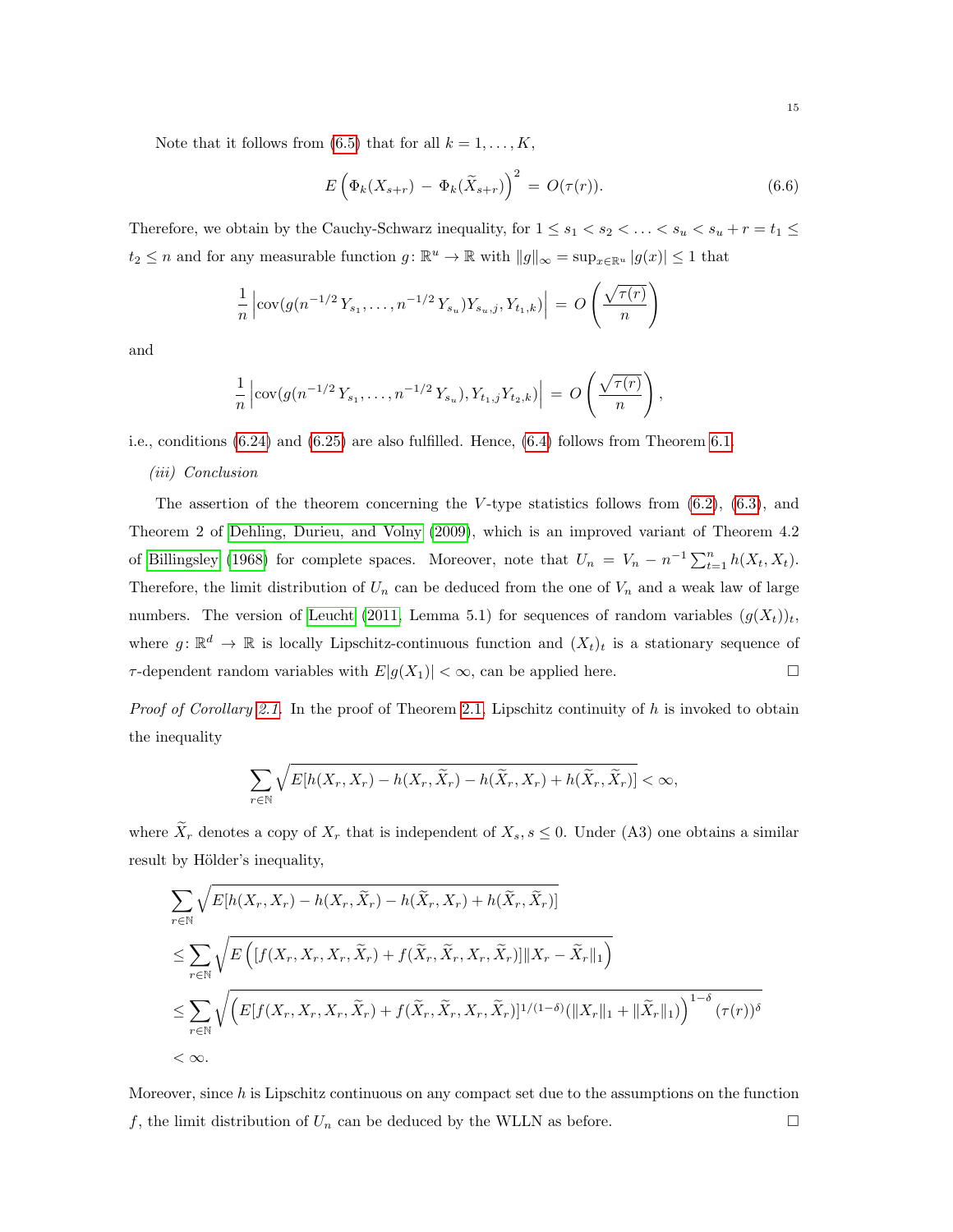Note that it follows from (6.5) that for all $k = 1, \ldots, K$,

$$E\left(\Phi_k(X_{s+r}) - \Phi_k(\widetilde{X}_{s+r})\right)^2 = O(\tau(r)). \tag{6.6}$$

Therefore, we obtain by the Cauchy-Schwarz inequality, for $1 \leq s_1 < s_2 < \ldots < s_u < s_u + r = t_1 \leq t_2 \leq n$ and for any measurable function $g\colon \mathbb{R}^u \to \mathbb{R}$ with $\|g\|_\infty = \sup_{x \in \mathbb{R}^u} |g(x)| \leq 1$ that

$$\frac{1}{n}\left|\operatorname{cov}(g(n^{-1/2}\, Y_{s_1}, \ldots, n^{-1/2}\, Y_{s_u}) Y_{s_u,j}, Y_{t_1,k})\right| = O\left(\frac{\sqrt{\tau(r)}}{n}\right)$$

and

$$\frac{1}{n}\left|\operatorname{cov}(g(n^{-1/2}\, Y_{s_1}, \ldots, n^{-1/2}\, Y_{s_u}), Y_{t_1,j} Y_{t_2,k})\right| = O\left(\frac{\sqrt{\tau(r)}}{n}\right),$$

i.e., conditions (6.24) and (6.25) are also fulfilled. Hence, (6.4) follows from Theorem 6.1.

*(iii) Conclusion*

The assertion of the theorem concerning the $V$-type statistics follows from (6.2), (6.3), and Theorem 2 of Dehling, Durieu, and Volny (2009), which is an improved variant of Theorem 4.2 of Billingsley (1968) for complete spaces. Moreover, note that $U_n = V_n - n^{-1}\sum_{t=1}^n h(X_t, X_t)$. Therefore, the limit distribution of $U_n$ can be deduced from the one of $V_n$ and a weak law of large numbers. The version of Leucht (2011, Lemma 5.1) for sequences of random variables $(g(X_t))_t$, where $g\colon \mathbb{R}^d \to \mathbb{R}$ is locally Lipschitz-continuous function and $(X_t)_t$ is a stationary sequence of $\tau$-dependent random variables with $E|g(X_1)| < \infty$, can be applied here. $\square$

*Proof of Corollary 2.1.* In the proof of Theorem 2.1, Lipschitz continuity of $h$ is invoked to obtain the inequality

$$\sum_{r \in \mathbb{N}} \sqrt{E[h(X_r, X_r) - h(X_r, \widetilde{X}_r) - h(\widetilde{X}_r, X_r) + h(\widetilde{X}_r, \widetilde{X}_r)]} < \infty,$$

where $\widetilde{X}_r$ denotes a copy of $X_r$ that is independent of $X_s, s \leq 0$. Under (A3) one obtains a similar result by Hölder's inequality,

$$\begin{aligned}
&\sum_{r \in \mathbb{N}} \sqrt{E[h(X_r, X_r) - h(X_r, \widetilde{X}_r) - h(\widetilde{X}_r, X_r) + h(\widetilde{X}_r, \widetilde{X}_r)]} \\
&\leq \sum_{r \in \mathbb{N}} \sqrt{E\left([f(X_r, X_r, X_r, \widetilde{X}_r) + f(\widetilde{X}_r, \widetilde{X}_r, X_r, \widetilde{X}_r)]\|X_r - \widetilde{X}_r\|_1\right)} \\
&\leq \sum_{r \in \mathbb{N}} \sqrt{\left(E[f(X_r, X_r, X_r, \widetilde{X}_r) + f(\widetilde{X}_r, \widetilde{X}_r, X_r, \widetilde{X}_r)]^{1/(1-\delta)}(\|X_r\|_1 + \|\widetilde{X}_r\|_1)\right)^{1-\delta} (\tau(r))^\delta} \\
&< \infty.
\end{aligned}$$

Moreover, since $h$ is Lipschitz continuous on any compact set due to the assumptions on the function $f$, the limit distribution of $U_n$ can be deduced by the WLLN as before. $\square$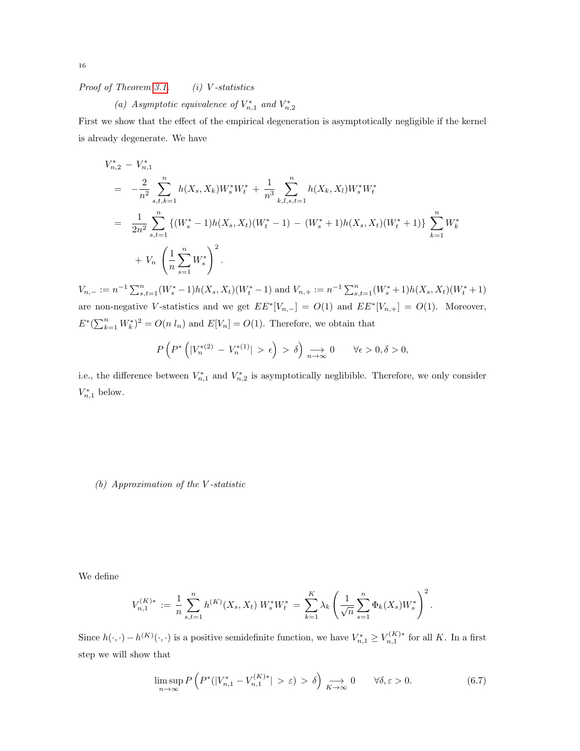*Proof of Theorem 3.1.* (i) *V-statistics*

(a) *Asymptotic equivalence of $V_{n,1}^*$ and $V_{n,2}^*$*

First we show that the effect of the empirical degeneration is asymptotically negligible if the kernel is already degenerate. We have

$$
\begin{aligned}
& V_{n,2}^* - V_{n,1}^* \\
&= -\frac{2}{n^2} \sum_{s,t,k=1}^{n} h(X_s, X_k) W_s^* W_t^* + \frac{1}{n^3} \sum_{k,l,s,t=1}^{n} h(X_k, X_l) W_s^* W_t^* \\
&= \frac{1}{2n^2} \sum_{s,t=1}^{n} \{(W_s^* - 1) h(X_s, X_t)(W_t^* - 1) - (W_s^* + 1) h(X_s, X_t)(W_t^* + 1)\} \sum_{k=1}^{n} W_k^* \\
&\quad + V_n \left( \frac{1}{n} \sum_{s=1}^{n} W_s^* \right)^2 .
\end{aligned}
$$

$V_{n,-} := n^{-1} \sum_{s,t=1}^{n} (W_s^* - 1) h(X_s, X_t)(W_t^* - 1)$ and $V_{n,+} := n^{-1} \sum_{s,t=1}^{n} (W_s^* + 1) h(X_s, X_t)(W_t^* + 1)$ are non-negative $V$-statistics and we get $EE^*[V_{n,-}] = O(1)$ and $EE^*[V_{n,+}] = O(1)$. Moreover, $E^*(\sum_{k=1}^{n} W_k^*)^2 = O(n\, l_n)$ and $E[V_n] = O(1)$. Therefore, we obtain that

$$
P\left( P^*\left( |V_n^{*(2)} - V_n^{*(1)}| > \epsilon \right) > \delta \right) \underset{n\to\infty}{\longrightarrow} 0 \qquad \forall \epsilon > 0, \delta > 0,
$$

i.e., the difference between $V_{n,1}^*$ and $V_{n,2}^*$ is asymptotically neglibible. Therefore, we only consider $V_{n,1}^*$ below.

(b) *Approximation of the V-statistic*

We define

$$
V_{n,1}^{(K)*} := \frac{1}{n} \sum_{s,t=1}^{n} h^{(K)}(X_s, X_t)\, W_s^* W_t^* = \sum_{k=1}^{K} \lambda_k \left( \frac{1}{\sqrt{n}} \sum_{s=1}^{n} \Phi_k(X_s) W_s^* \right)^2 .
$$

Since $h(\cdot,\cdot) - h^{(K)}(\cdot,\cdot)$ is a positive semidefinite function, we have $V_{n,1}^* \geq V_{n,1}^{(K)*}$ for all $K$. In a first step we will show that

$$
\limsup_{n\to\infty} P\left( P^*(|V_{n,1}^* - V_{n,1}^{(K)*}| > \varepsilon) > \delta \right) \underset{K\to\infty}{\longrightarrow} 0 \qquad \forall \delta, \varepsilon > 0. \tag{6.7}
$$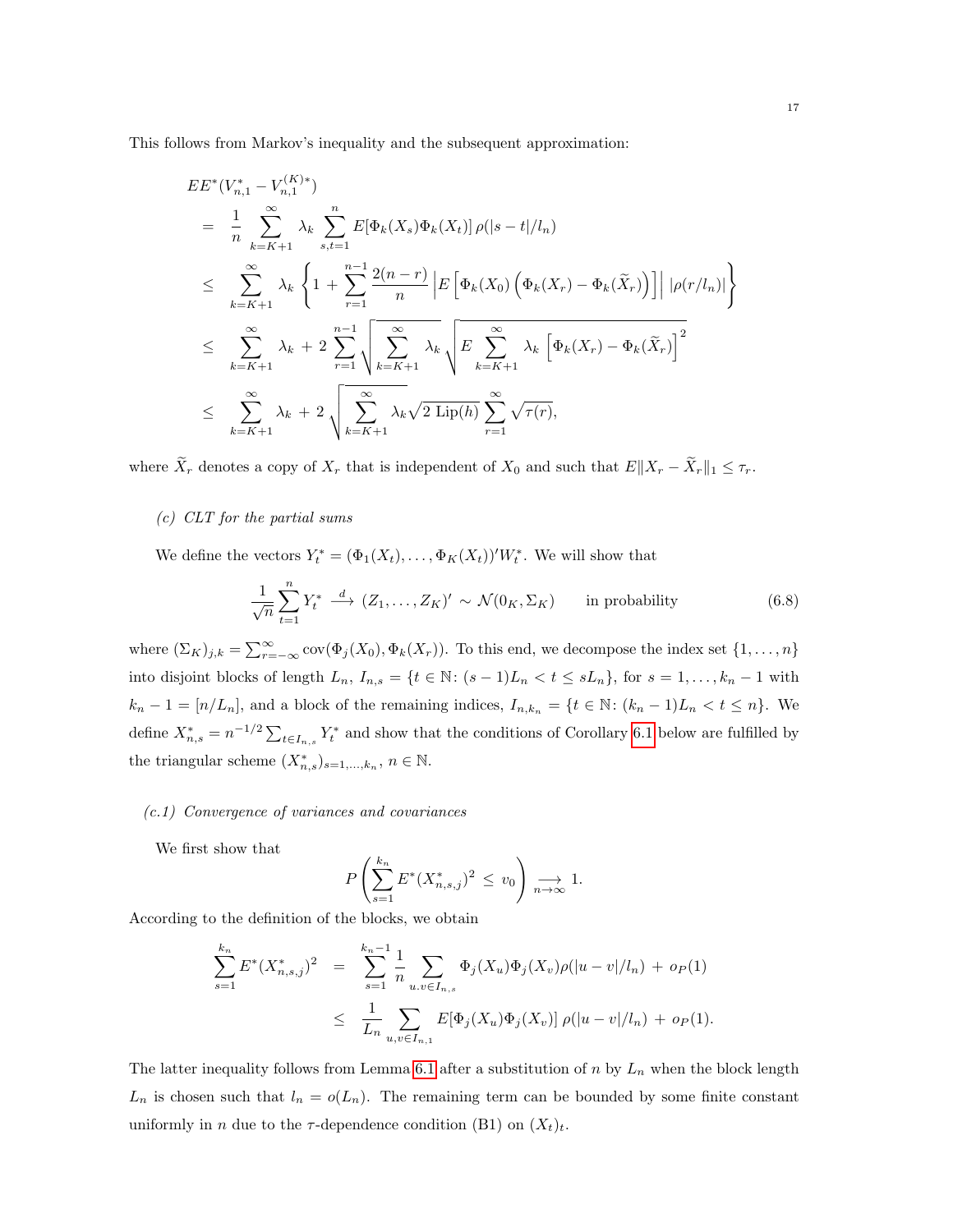This follows from Markov's inequality and the subsequent approximation:

$$
\begin{aligned}
& EE^*(V_{n,1}^* - V_{n,1}^{(K)*}) \\
&= \frac{1}{n} \sum_{k=K+1}^{\infty} \lambda_k \sum_{s,t=1}^{n} E[\Phi_k(X_s)\Phi_k(X_t)]\, \rho(|s-t|/l_n) \\
&\leq \sum_{k=K+1}^{\infty} \lambda_k \left\{ 1 + \sum_{r=1}^{n-1} \frac{2(n-r)}{n} \left| E\left[ \Phi_k(X_0) \left( \Phi_k(X_r) - \Phi_k(\widetilde{X}_r) \right) \right] \right| |\rho(r/l_n)| \right\} \\
&\leq \sum_{k=K+1}^{\infty} \lambda_k \,+\, 2 \sum_{r=1}^{n-1} \sqrt{\sum_{k=K+1}^{\infty} \lambda_k} \sqrt{E \sum_{k=K+1}^{\infty} \lambda_k \left[ \Phi_k(X_r) - \Phi_k(\widetilde{X}_r) \right]^2} \\
&\leq \sum_{k=K+1}^{\infty} \lambda_k \,+\, 2 \sqrt{\sum_{k=K+1}^{\infty} \lambda_k} \sqrt{2 \,\mathrm{Lip}(h)} \sum_{r=1}^{\infty} \sqrt{\tau(r)},
\end{aligned}
$$

where $\widetilde{X}_r$ denotes a copy of $X_r$ that is independent of $X_0$ and such that $E\|X_r - \widetilde{X}_r\|_1 \leq \tau_r$.

*(c) CLT for the partial sums*

We define the vectors $Y_t^* = (\Phi_1(X_t), \ldots, \Phi_K(X_t))' W_t^*$. We will show that

$$
\frac{1}{\sqrt{n}} \sum_{t=1}^{n} Y_t^* \xrightarrow{d} (Z_1, \ldots, Z_K)' \sim \mathcal{N}(0_K, \Sigma_K) \qquad \text{in probability} \tag{6.8}
$$

where $(\Sigma_K)_{j,k} = \sum_{r=-\infty}^{\infty} \mathrm{cov}(\Phi_j(X_0), \Phi_k(X_r))$. To this end, we decompose the index set $\{1, \ldots, n\}$ into disjoint blocks of length $L_n$, $I_{n,s} = \{t \in \mathbb{N}\colon (s-1)L_n < t \leq sL_n\}$, for $s = 1, \ldots, k_n - 1$ with $k_n - 1 = [n/L_n]$, and a block of the remaining indices, $I_{n,k_n} = \{t \in \mathbb{N}\colon (k_n - 1)L_n < t \leq n\}$. We define $X_{n,s}^* = n^{-1/2} \sum_{t \in I_{n,s}} Y_t^*$ and show that the conditions of Corollary 6.1 below are fulfilled by the triangular scheme $(X_{n,s}^*)_{s=1,\ldots,k_n}$, $n \in \mathbb{N}$.

*(c.1) Convergence of variances and covariances*

We first show that

$$
P\left( \sum_{s=1}^{k_n} E^*(X_{n,s,j}^*)^2 \,\leq\, v_0 \right) \underset{n\to\infty}{\longrightarrow} 1.
$$

According to the definition of the blocks, we obtain

$$
\begin{aligned}
\sum_{s=1}^{k_n} E^*(X_{n,s,j}^*)^2 &= \sum_{s=1}^{k_n - 1} \frac{1}{n} \sum_{u.v \in I_{n,s}} \Phi_j(X_u)\Phi_j(X_v)\rho(|u-v|/l_n) \,+\, o_P(1) \\
&\leq \frac{1}{L_n} \sum_{u,v \in I_{n,1}} E[\Phi_j(X_u)\Phi_j(X_v)]\, \rho(|u-v|/l_n) \,+\, o_P(1).
\end{aligned}
$$

The latter inequality follows from Lemma 6.1 after a substitution of $n$ by $L_n$ when the block length $L_n$ is chosen such that $l_n = o(L_n)$. The remaining term can be bounded by some finite constant uniformly in $n$ due to the $\tau$-dependence condition (B1) on $(X_t)_t$.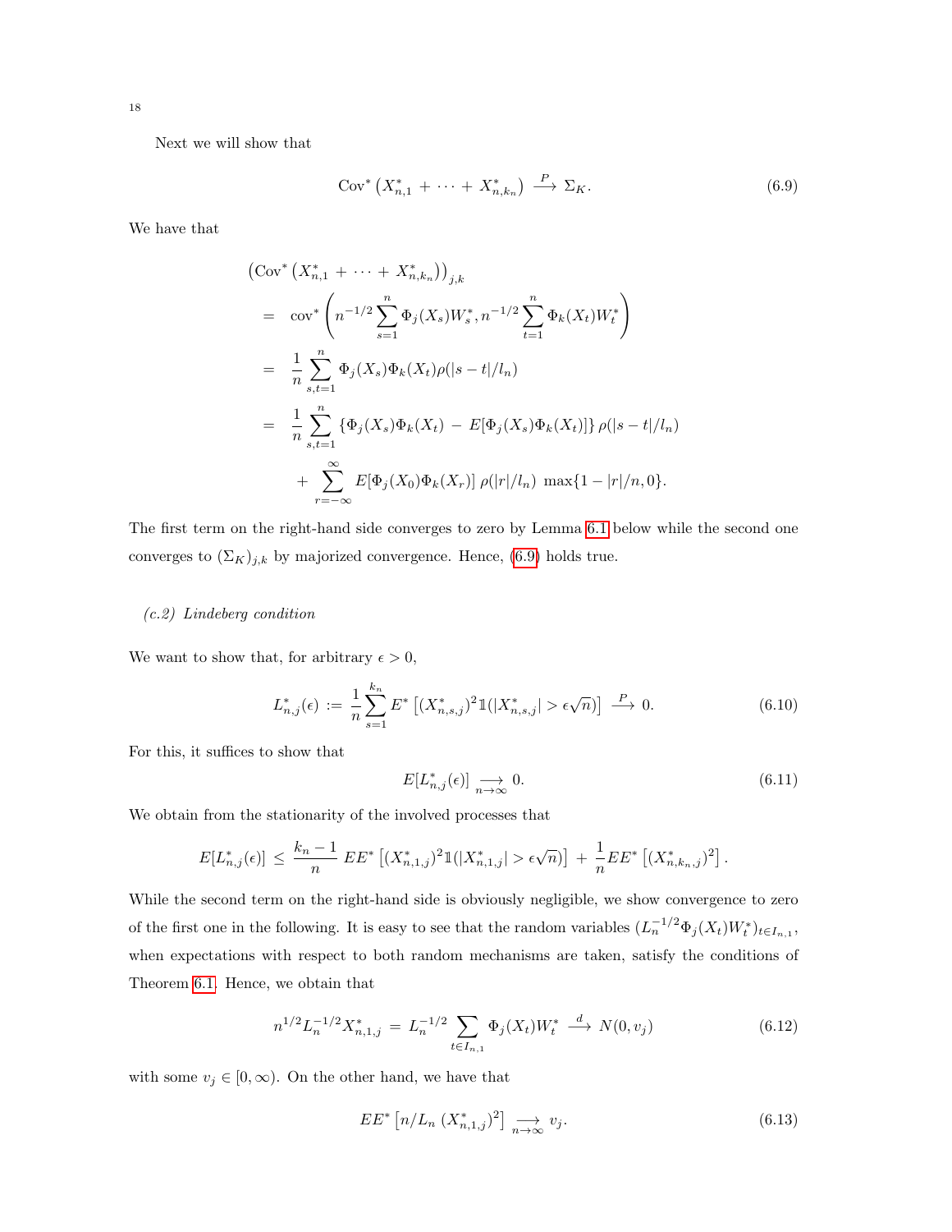Next we will show that

$$\operatorname{Cov}^*\left(X^*_{n,1} + \cdots + X^*_{n,k_n}\right) \xrightarrow{P} \Sigma_K. \tag{6.9}$$

We have that

$$\begin{aligned}
&\left(\operatorname{Cov}^*\left(X^*_{n,1} + \cdots + X^*_{n,k_n}\right)\right)_{j,k} \\
&= \operatorname{cov}^*\left(n^{-1/2}\sum_{s=1}^n \Phi_j(X_s)W_s^*, n^{-1/2}\sum_{t=1}^n \Phi_k(X_t)W_t^*\right) \\
&= \frac{1}{n}\sum_{s,t=1}^n \Phi_j(X_s)\Phi_k(X_t)\rho(|s-t|/l_n) \\
&= \frac{1}{n}\sum_{s,t=1}^n \left\{\Phi_j(X_s)\Phi_k(X_t) - E[\Phi_j(X_s)\Phi_k(X_t)]\right\}\rho(|s-t|/l_n) \\
&\quad + \sum_{r=-\infty}^{\infty} E[\Phi_j(X_0)\Phi_k(X_r)]\,\rho(|r|/l_n)\,\max\{1-|r|/n, 0\}.
\end{aligned}$$

The first term on the right-hand side converges to zero by Lemma 6.1 below while the second one converges to $(\Sigma_K)_{j,k}$ by majorized convergence. Hence, (6.9) holds true.

*(c.2) Lindeberg condition*

We want to show that, for arbitrary $\epsilon > 0$,

$$L^*_{n,j}(\epsilon) := \frac{1}{n}\sum_{s=1}^{k_n} E^*\left[(X^*_{n,s,j})^2\mathbb{1}(|X^*_{n,s,j}| > \epsilon\sqrt{n})\right] \xrightarrow{P} 0. \tag{6.10}$$

For this, it suffices to show that

$$E[L^*_{n,j}(\epsilon)] \underset{n\to\infty}{\longrightarrow} 0. \tag{6.11}$$

We obtain from the stationarity of the involved processes that

$$E[L^*_{n,j}(\epsilon)] \le \frac{k_n - 1}{n}\, EE^*\left[(X^*_{n,1,j})^2\mathbb{1}(|X^*_{n,1,j}| > \epsilon\sqrt{n})\right] + \frac{1}{n}EE^*\left[(X^*_{n,k_n,j})^2\right].$$

While the second term on the right-hand side is obviously negligible, we show convergence to zero of the first one in the following. It is easy to see that the random variables $(L_n^{-1/2}\Phi_j(X_t)W_t^*)_{t\in I_{n,1}}$, when expectations with respect to both random mechanisms are taken, satisfy the conditions of Theorem 6.1. Hence, we obtain that

$$n^{1/2}L_n^{-1/2}X^*_{n,1,j} = L_n^{-1/2}\sum_{t\in I_{n,1}}\Phi_j(X_t)W_t^* \xrightarrow{d} N(0, v_j) \tag{6.12}$$

with some $v_j \in [0,\infty)$. On the other hand, we have that

$$EE^*\left[n/L_n\,(X^*_{n,1,j})^2\right] \underset{n\to\infty}{\longrightarrow} v_j. \tag{6.13}$$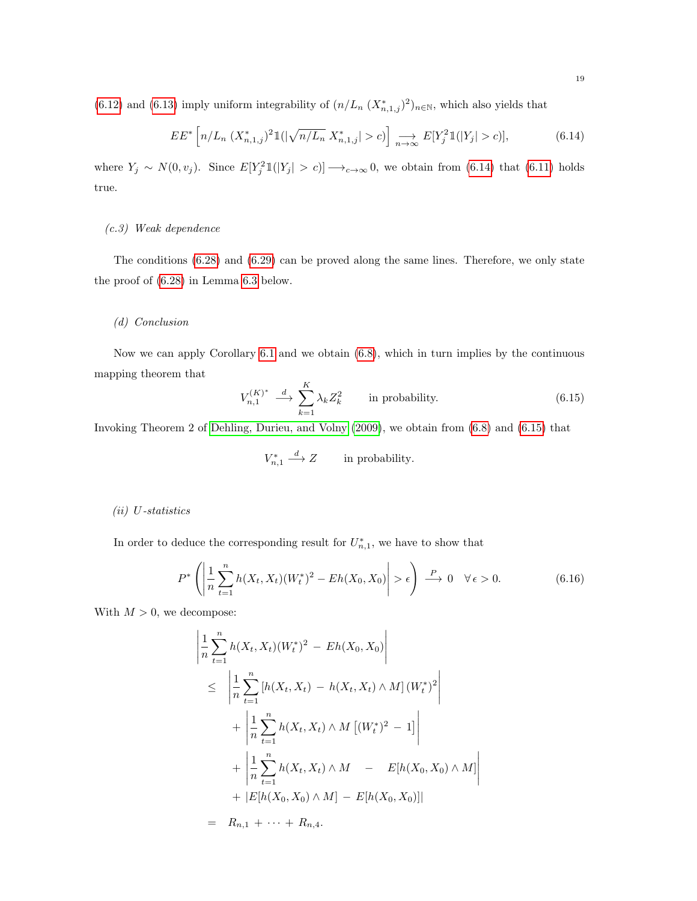(6.12) and (6.13) imply uniform integrability of $(n/L_n\,(X^*_{n,1,j})^2)_{n\in\mathbb{N}}$, which also yields that

$$EE^*\left[n/L_n\,(X^*_{n,1,j})^2\mathbb{1}(|\sqrt{n/L_n}\,X^*_{n,1,j}|>c)\right]\underset{n\to\infty}{\longrightarrow}E[Y_j^2\mathbb{1}(|Y_j|>c)], \tag{6.14}$$

where $Y_j\sim N(0,v_j)$. Since $E[Y_j^2\mathbb{1}(|Y_j|>c)]\longrightarrow_{c\to\infty}0$, we obtain from (6.14) that (6.11) holds true.

*(c.3) Weak dependence*

The conditions (6.28) and (6.29) can be proved along the same lines. Therefore, we only state the proof of (6.28) in Lemma 6.3 below.

*(d) Conclusion*

Now we can apply Corollary 6.1 and we obtain (6.8), which in turn implies by the continuous mapping theorem that

$$V_{n,1}^{(K)^*}\overset{d}{\longrightarrow}\sum_{k=1}^K\lambda_kZ_k^2\qquad\text{in probability.} \tag{6.15}$$

Invoking Theorem 2 of Dehling, Durieu, and Volny (2009), we obtain from (6.8) and (6.15) that

$$V_{n,1}^*\overset{d}{\longrightarrow}Z\qquad\text{in probability.}$$

*(ii) U-statistics*

In order to deduce the corresponding result for $U^*_{n,1}$, we have to show that

$$P^*\left(\left|\frac{1}{n}\sum_{t=1}^nh(X_t,X_t)(W_t^*)^2-Eh(X_0,X_0)\right|>\epsilon\right)\overset{P}{\longrightarrow}0\quad\forall\,\epsilon>0. \tag{6.16}$$

With $M>0$, we decompose:

$$\begin{aligned}
&\left|\frac{1}{n}\sum_{t=1}^nh(X_t,X_t)(W_t^*)^2\,-\,Eh(X_0,X_0)\right|\\
&\leq\quad\left|\frac{1}{n}\sum_{t=1}^n\left[h(X_t,X_t)\,-\,h(X_t,X_t)\wedge M\right](W_t^*)^2\right|\\
&\qquad+\left|\frac{1}{n}\sum_{t=1}^nh(X_t,X_t)\wedge M\left[(W_t^*)^2\,-\,1\right]\right|\\
&\qquad+\left|\frac{1}{n}\sum_{t=1}^nh(X_t,X_t)\wedge M\quad-\quad E[h(X_0,X_0)\wedge M]\right|\\
&\qquad+\left|E[h(X_0,X_0)\wedge M]\,-\,E[h(X_0,X_0)]\right|\\
&=\quad R_{n,1}+\cdots+R_{n,4}.
\end{aligned}$$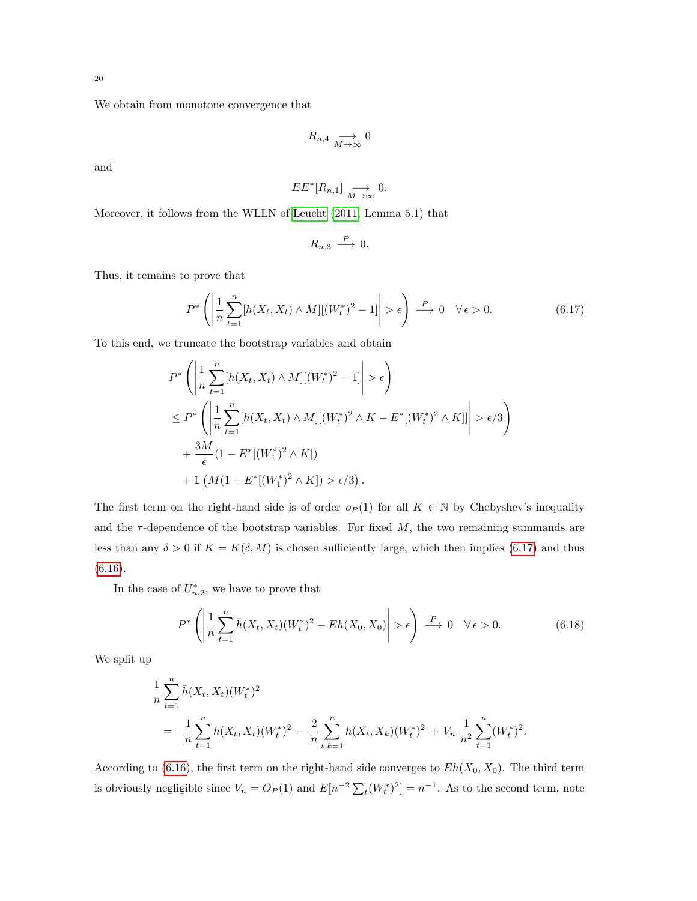We obtain from monotone convergence that

$$R_{n,4} \underset{M\to\infty}{\longrightarrow} 0$$

and

$$EE^*[R_{n,1}] \underset{M\to\infty}{\longrightarrow} 0.$$

Moreover, it follows from the WLLN of Leucht (2011, Lemma 5.1) that

$$R_{n,3} \overset{P}{\longrightarrow} 0.$$

Thus, it remains to prove that

$$P^*\left(\left|\frac{1}{n}\sum_{t=1}^n [h(X_t,X_t)\wedge M][(W_t^*)^2-1]\right| > \epsilon\right) \overset{P}{\longrightarrow} 0 \quad \forall\, \epsilon > 0. \tag{6.17}$$

To this end, we truncate the bootstrap variables and obtain

$$\begin{aligned}
&P^*\left(\left|\frac{1}{n}\sum_{t=1}^n [h(X_t,X_t)\wedge M][(W_t^*)^2-1]\right| > \epsilon\right) \\
&\leq P^*\left(\left|\frac{1}{n}\sum_{t=1}^n [h(X_t,X_t)\wedge M][(W_t^*)^2\wedge K - E^*[(W_t^*)^2\wedge K]]\right| > \epsilon/3\right) \\
&\quad + \frac{3M}{\epsilon}(1-E^*[(W_1^*)^2\wedge K]) \\
&\quad + \mathbb{1}\left(M(1-E^*[(W_1^*)^2\wedge K]) > \epsilon/3\right).
\end{aligned}$$

The first term on the right-hand side is of order $o_P(1)$ for all $K\in\mathbb{N}$ by Chebyshev's inequality and the $\tau$-dependence of the bootstrap variables. For fixed $M$, the two remaining summands are less than any $\delta > 0$ if $K = K(\delta, M)$ is chosen sufficiently large, which then implies (6.17) and thus (6.16).

In the case of $U_{n,2}^*$, we have to prove that

$$P^*\left(\left|\frac{1}{n}\sum_{t=1}^n \bar{h}(X_t,X_t)(W_t^*)^2 - Eh(X_0,X_0)\right| > \epsilon\right) \overset{P}{\longrightarrow} 0 \quad \forall\, \epsilon > 0. \tag{6.18}$$

We split up

$$\begin{aligned}
&\frac{1}{n}\sum_{t=1}^n \bar{h}(X_t,X_t)(W_t^*)^2 \\
&= \frac{1}{n}\sum_{t=1}^n h(X_t,X_t)(W_t^*)^2 - \frac{2}{n}\sum_{t,k=1}^n h(X_t,X_k)(W_t^*)^2 + V_n\,\frac{1}{n^2}\sum_{t=1}^n (W_t^*)^2.
\end{aligned}$$

According to (6.16), the first term on the right-hand side converges to $Eh(X_0,X_0)$. The third term is obviously negligible since $V_n = O_P(1)$ and $E[n^{-2}\sum_t (W_t^*)^2] = n^{-1}$. As to the second term, note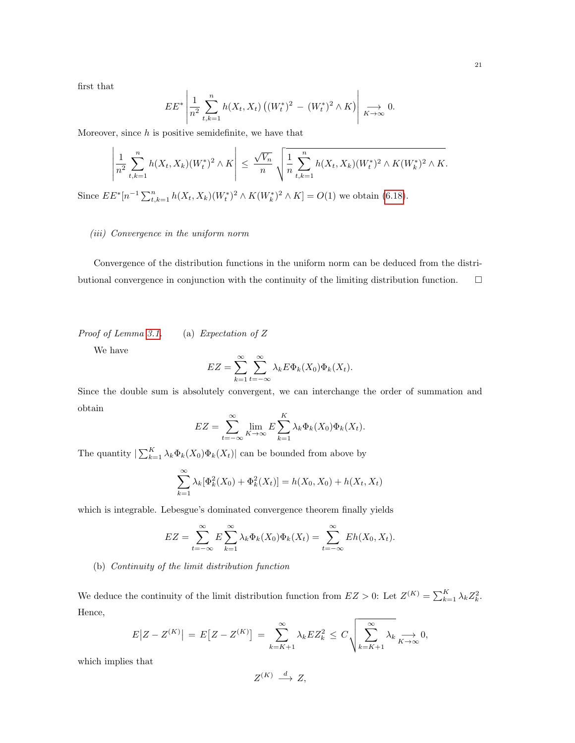first that

$$E E^* \left| \frac{1}{n^2} \sum_{t,k=1}^{n} h(X_t, X_t) \left( (W_t^*)^2 \,-\, (W_t^*)^2 \wedge K \right) \right| \underset{K \to \infty}{\longrightarrow} 0.$$

Moreover, since $h$ is positive semidefinite, we have that

$$\left| \frac{1}{n^2} \sum_{t,k=1}^{n} h(X_t, X_k)(W_t^*)^2 \wedge K \right| \,\leq\, \frac{\sqrt{V_n}}{n} \sqrt{\frac{1}{n} \sum_{t,k=1}^{n} h(X_t, X_k)(W_t^*)^2 \wedge K (W_k^*)^2 \wedge K}.$$

Since $E E^*[n^{-1} \sum_{t,k=1}^{n} h(X_t, X_k)(W_t^*)^2 \wedge K (W_k^*)^2 \wedge K] = O(1)$ we obtain (6.18).

*(iii) Convergence in the uniform norm*

Convergence of the distribution functions in the uniform norm can be deduced from the distributional convergence in conjunction with the continuity of the limiting distribution function. □

*Proof of Lemma 3.1.* (a) *Expectation of Z*

We have

$$EZ = \sum_{k=1}^{\infty} \sum_{t=-\infty}^{\infty} \lambda_k E \Phi_k(X_0) \Phi_k(X_t).$$

Since the double sum is absolutely convergent, we can interchange the order of summation and obtain

$$EZ = \sum_{t=-\infty}^{\infty} \lim_{K \to \infty} E \sum_{k=1}^{K} \lambda_k \Phi_k(X_0) \Phi_k(X_t).$$

The quantity $|\sum_{k=1}^{K} \lambda_k \Phi_k(X_0) \Phi_k(X_t)|$ can be bounded from above by

$$\sum_{k=1}^{\infty} \lambda_k [\Phi_k^2(X_0) + \Phi_k^2(X_t)] = h(X_0, X_0) + h(X_t, X_t)$$

which is integrable. Lebesgue's dominated convergence theorem finally yields

$$EZ = \sum_{t=-\infty}^{\infty} E \sum_{k=1}^{\infty} \lambda_k \Phi_k(X_0) \Phi_k(X_t) = \sum_{t=-\infty}^{\infty} E h(X_0, X_t).$$

(b) *Continuity of the limit distribution function*

We deduce the continuity of the limit distribution function from $EZ > 0$: Let $Z^{(K)} = \sum_{k=1}^{K} \lambda_k Z_k^2$. Hence,

$$E\big|Z - Z^{(K)}\big| \,=\, E\big[Z - Z^{(K)}\big] \,=\, \sum_{k=K+1}^{\infty} \lambda_k E Z_k^2 \,\leq\, C \sqrt{\sum_{k=K+1}^{\infty} \lambda_k} \underset{K \to \infty}{\longrightarrow} 0,$$

which implies that

$$Z^{(K)} \stackrel{d}{\longrightarrow} Z,$$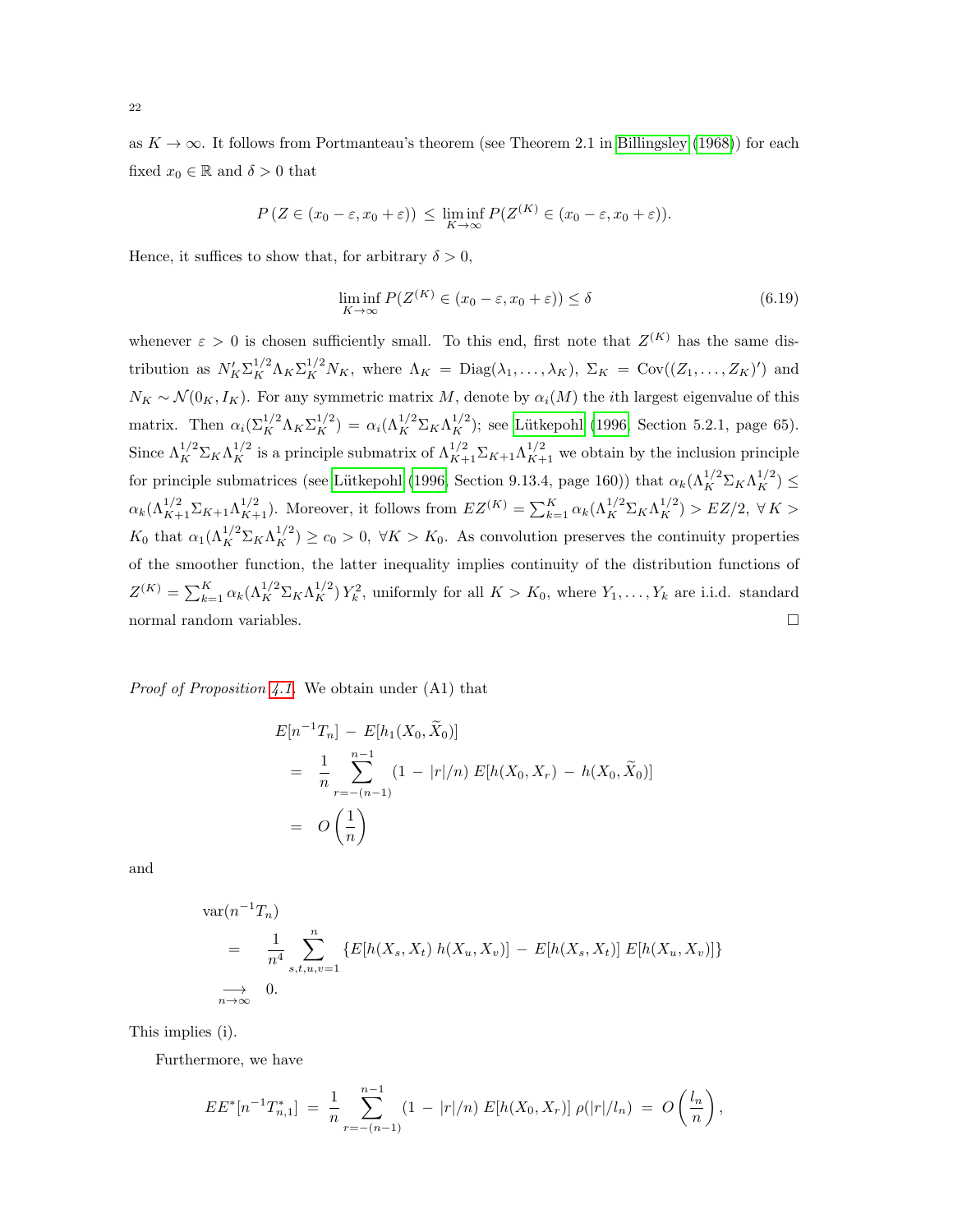as $K \to \infty$. It follows from Portmanteau's theorem (see Theorem 2.1 in Billingsley (1968)) for each fixed $x_0 \in \mathbb{R}$ and $\delta > 0$ that

$$P\left(Z \in (x_0 - \varepsilon, x_0 + \varepsilon)\right) \,\leq\, \liminf_{K\to\infty} P(Z^{(K)} \in (x_0 - \varepsilon, x_0 + \varepsilon)).$$

Hence, it suffices to show that, for arbitrary $\delta > 0$,

$$\liminf_{K\to\infty} P(Z^{(K)} \in (x_0 - \varepsilon, x_0 + \varepsilon)) \leq \delta \tag{6.19}$$

whenever $\varepsilon > 0$ is chosen sufficiently small. To this end, first note that $Z^{(K)}$ has the same distribution as $N_K' \Sigma_K^{1/2} \Lambda_K \Sigma_K^{1/2} N_K$, where $\Lambda_K = \mathrm{Diag}(\lambda_1, \ldots, \lambda_K)$, $\Sigma_K = \mathrm{Cov}((Z_1, \ldots, Z_K)')$ and $N_K \sim \mathcal{N}(0_K, I_K)$. For any symmetric matrix $M$, denote by $\alpha_i(M)$ the $i$th largest eigenvalue of this matrix. Then $\alpha_i(\Sigma_K^{1/2} \Lambda_K \Sigma_K^{1/2}) = \alpha_i(\Lambda_K^{1/2} \Sigma_K \Lambda_K^{1/2})$; see Lütkepohl (1996, Section 5.2.1, page 65). Since $\Lambda_K^{1/2} \Sigma_K \Lambda_K^{1/2}$ is a principle submatrix of $\Lambda_{K+1}^{1/2} \Sigma_{K+1} \Lambda_{K+1}^{1/2}$ we obtain by the inclusion principle for principle submatrices (see Lütkepohl (1996, Section 9.13.4, page 160)) that $\alpha_k(\Lambda_K^{1/2} \Sigma_K \Lambda_K^{1/2}) \leq \alpha_k(\Lambda_{K+1}^{1/2} \Sigma_{K+1} \Lambda_{K+1}^{1/2})$. Moreover, it follows from $EZ^{(K)} = \sum_{k=1}^K \alpha_k(\Lambda_K^{1/2} \Sigma_K \Lambda_K^{1/2}) > EZ/2$, $\forall\, K > K_0$ that $\alpha_1(\Lambda_K^{1/2} \Sigma_K \Lambda_K^{1/2}) \geq c_0 > 0$, $\forall K > K_0$. As convolution preserves the continuity properties of the smoother function, the latter inequality implies continuity of the distribution functions of $Z^{(K)} = \sum_{k=1}^K \alpha_k(\Lambda_K^{1/2} \Sigma_K \Lambda_K^{1/2})\, Y_k^2$, uniformly for all $K > K_0$, where $Y_1, \ldots, Y_k$ are i.i.d. standard normal random variables. $\square$

*Proof of Proposition 4.1.* We obtain under (A1) that

$$\begin{aligned}
& E[n^{-1} T_n] \,-\, E[h_1(X_0, \widetilde{X}_0)] \\
&\quad = \;\frac{1}{n} \sum_{r=-(n-1)}^{n-1} (1 \,-\, |r|/n)\; E[h(X_0, X_r) \,-\, h(X_0, \widetilde{X}_0)] \\
&\quad = \; O\left(\frac{1}{n}\right)
\end{aligned}$$

and

$$\begin{aligned}
& \mathrm{var}(n^{-1} T_n) \\
&\quad = \quad \frac{1}{n^4} \sum_{s,t,u,v=1}^{n} \left\{ E[h(X_s, X_t)\, h(X_u, X_v)] \,-\, E[h(X_s, X_t)]\; E[h(X_u, X_v)] \right\} \\
&\quad \underset{n\to\infty}{\longrightarrow} \quad 0.
\end{aligned}$$

This implies (i).

Furthermore, we have

$$EE^*[n^{-1} T_{n,1}^*] \;=\; \frac{1}{n} \sum_{r=-(n-1)}^{n-1} (1 \,-\, |r|/n)\; E[h(X_0, X_r)]\; \rho(|r|/l_n) \;=\; O\left(\frac{l_n}{n}\right),$$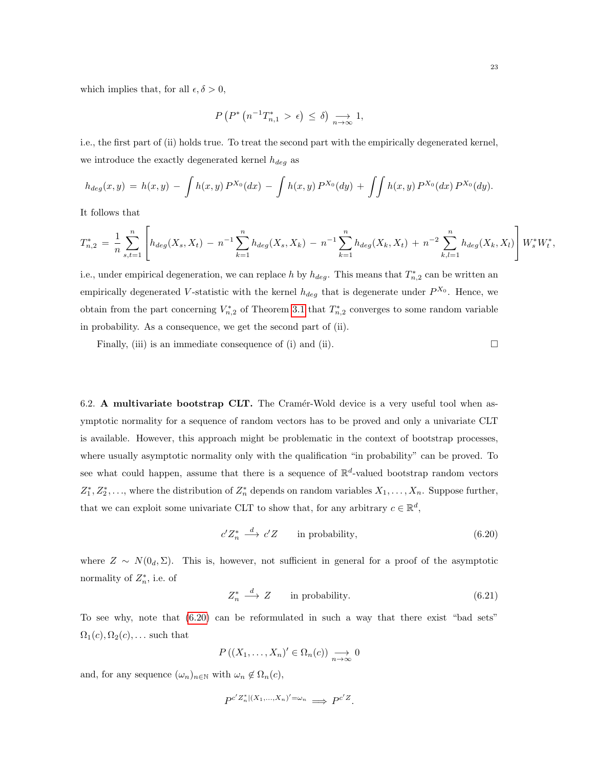which implies that, for all $\epsilon, \delta > 0$,

$$P\left(P^*\left(n^{-1}T_{n,1}^* > \epsilon\right) \leq \delta\right) \underset{n\to\infty}{\longrightarrow} 1,$$

i.e., the first part of (ii) holds true. To treat the second part with the empirically degenerated kernel, we introduce the exactly degenerated kernel $h_{deg}$ as

$$h_{deg}(x,y) = h(x,y) - \int h(x,y)\, P^{X_0}(dx) - \int h(x,y)\, P^{X_0}(dy) + \iint h(x,y)\, P^{X_0}(dx)\, P^{X_0}(dy).$$

It follows that

$$T_{n,2}^* = \frac{1}{n}\sum_{s,t=1}^n \left[h_{deg}(X_s,X_t) - n^{-1}\sum_{k=1}^n h_{deg}(X_s,X_k) - n^{-1}\sum_{k=1}^n h_{deg}(X_k,X_t) + n^{-2}\sum_{k,l=1}^n h_{deg}(X_k,X_l)\right] W_s^* W_t^*,$$

i.e., under empirical degeneration, we can replace $h$ by $h_{deg}$. This means that $T_{n,2}^*$ can be written an empirically degenerated $V$-statistic with the kernel $h_{deg}$ that is degenerate under $P^{X_0}$. Hence, we obtain from the part concerning $V_{n,2}^*$ of Theorem 3.1 that $T_{n,2}^*$ converges to some random variable in probability. As a consequence, we get the second part of (ii).

Finally, (iii) is an immediate consequence of (i) and (ii). □

6.2. **A multivariate bootstrap CLT.** The Cramér-Wold device is a very useful tool when asymptotic normality for a sequence of random vectors has to be proved and only a univariate CLT is available. However, this approach might be problematic in the context of bootstrap processes, where usually asymptotic normality only with the qualification "in probability" can be proved. To see what could happen, assume that there is a sequence of $\mathbb{R}^d$-valued bootstrap random vectors $Z_1^*, Z_2^*, \ldots$, where the distribution of $Z_n^*$ depends on random variables $X_1, \ldots, X_n$. Suppose further, that we can exploit some univariate CLT to show that, for any arbitrary $c \in \mathbb{R}^d$,

$$c'Z_n^* \stackrel{d}{\longrightarrow} c'Z \qquad \text{in probability,} \tag{6.20}$$

where $Z \sim N(0_d, \Sigma)$. This is, however, not sufficient in general for a proof of the asymptotic normality of $Z_n^*$, i.e. of

$$Z_n^* \stackrel{d}{\longrightarrow} Z \qquad \text{in probability.} \tag{6.21}$$

To see why, note that (6.20) can be reformulated in such a way that there exist "bad sets" $\Omega_1(c), \Omega_2(c), \ldots$ such that

$$P\left((X_1,\ldots,X_n)' \in \Omega_n(c)\right) \underset{n\to\infty}{\longrightarrow} 0$$

and, for any sequence $(\omega_n)_{n\in\mathbb{N}}$ with $\omega_n \notin \Omega_n(c)$,

$$P^{c'Z_n^*|(X_1,\ldots,X_n)'=\omega_n} \Longrightarrow P^{c'Z}.$$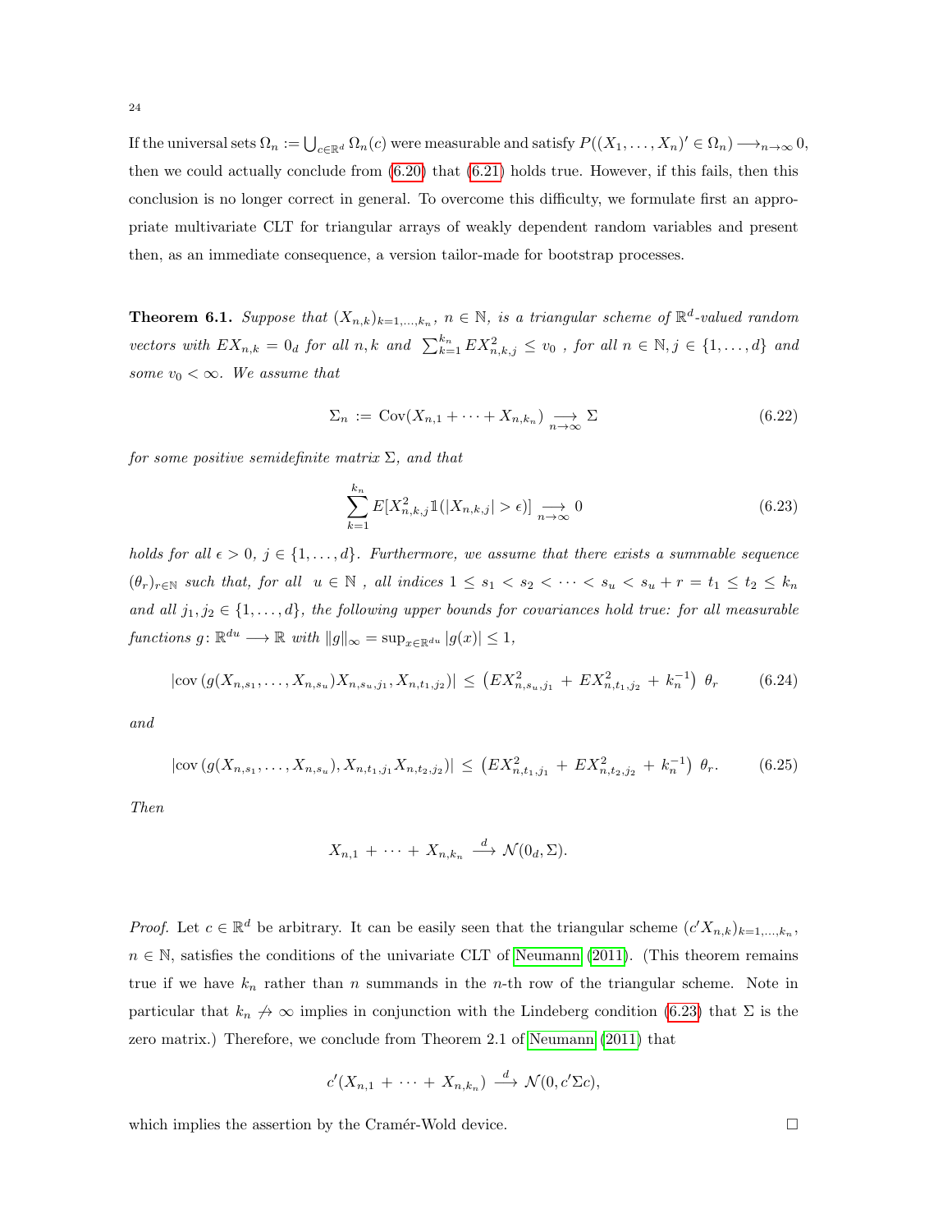If the universal sets $\Omega_n := \bigcup_{c \in \mathbb{R}^d} \Omega_n(c)$ were measurable and satisfy $P((X_1, \ldots, X_n)' \in \Omega_n) \longrightarrow_{n\to\infty} 0$, then we could actually conclude from (6.20) that (6.21) holds true. However, if this fails, then this conclusion is no longer correct in general. To overcome this difficulty, we formulate first an appropriate multivariate CLT for triangular arrays of weakly dependent random variables and present then, as an immediate consequence, a version tailor-made for bootstrap processes.

**Theorem 6.1.** *Suppose that $(X_{n,k})_{k=1,\ldots,k_n}$, $n \in \mathbb{N}$, is a triangular scheme of $\mathbb{R}^d$-valued random vectors with $EX_{n,k} = 0_d$ for all $n, k$ and $\sum_{k=1}^{k_n} EX_{n,k,j}^2 \leq v_0$ , for all $n \in \mathbb{N}, j \in \{1, \ldots, d\}$ and some $v_0 < \infty$. We assume that*

$$\Sigma_n := \operatorname{Cov}(X_{n,1} + \cdots + X_{n,k_n}) \underset{n\to\infty}{\longrightarrow} \Sigma \tag{6.22}$$

*for some positive semidefinite matrix $\Sigma$, and that*

$$\sum_{k=1}^{k_n} E[X_{n,k,j}^2 \mathbb{1}(|X_{n,k,j}| > \epsilon)] \underset{n\to\infty}{\longrightarrow} 0 \tag{6.23}$$

*holds for all $\epsilon > 0$, $j \in \{1, \ldots, d\}$. Furthermore, we assume that there exists a summable sequence $(\theta_r)_{r\in\mathbb{N}}$ such that, for all $u \in \mathbb{N}$ , all indices $1 \leq s_1 < s_2 < \cdots < s_u < s_u + r = t_1 \leq t_2 \leq k_n$ and all $j_1, j_2 \in \{1, \ldots, d\}$, the following upper bounds for covariances hold true: for all measurable functions $g\colon \mathbb{R}^{du} \longrightarrow \mathbb{R}$ with $\|g\|_\infty = \sup_{x\in\mathbb{R}^{du}} |g(x)| \leq 1$,*

$$|\operatorname{cov}(g(X_{n,s_1}, \ldots, X_{n,s_u})X_{n,s_u,j_1}, X_{n,t_1,j_2})| \leq \left(EX_{n,s_u,j_1}^2 + EX_{n,t_1,j_2}^2 + k_n^{-1}\right) \theta_r \tag{6.24}$$

*and*

$$|\operatorname{cov}(g(X_{n,s_1}, \ldots, X_{n,s_u}), X_{n,t_1,j_1} X_{n,t_2,j_2})| \leq \left(EX_{n,t_1,j_1}^2 + EX_{n,t_2,j_2}^2 + k_n^{-1}\right) \theta_r. \tag{6.25}$$

*Then*

$$X_{n,1} + \cdots + X_{n,k_n} \stackrel{d}{\longrightarrow} \mathcal{N}(0_d, \Sigma).$$

*Proof.* Let $c \in \mathbb{R}^d$ be arbitrary. It can be easily seen that the triangular scheme $(c'X_{n,k})_{k=1,\ldots,k_n}$, $n \in \mathbb{N}$, satisfies the conditions of the univariate CLT of Neumann (2011). (This theorem remains true if we have $k_n$ rather than $n$ summands in the $n$-th row of the triangular scheme. Note in particular that $k_n \not\to \infty$ implies in conjunction with the Lindeberg condition (6.23) that $\Sigma$ is the zero matrix.) Therefore, we conclude from Theorem 2.1 of Neumann (2011) that

$$c'(X_{n,1} + \cdots + X_{n,k_n}) \stackrel{d}{\longrightarrow} \mathcal{N}(0, c'\Sigma c),$$

which implies the assertion by the Cramér-Wold device. □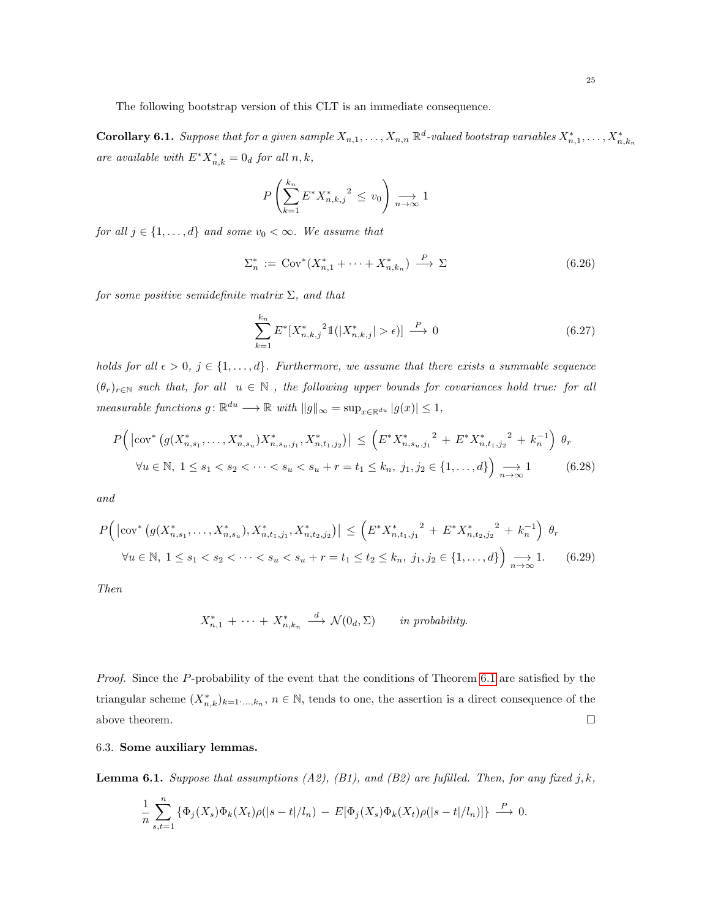The following bootstrap version of this CLT is an immediate consequence.

**Corollary 6.1.** *Suppose that for a given sample $X_{n,1},\ldots,X_{n,n}$ $\mathbb{R}^d$-valued bootstrap variables $X^*_{n,1},\ldots,X^*_{n,k_n}$ are available with $E^*X^*_{n,k}=0_d$ for all $n,k$,*

$$P\left(\sum_{k=1}^{k_n} E^*{X^*_{n,k,j}}^2 \,\leq\, v_0\right) \underset{n\to\infty}{\longrightarrow} 1$$

*for all $j\in\{1,\ldots,d\}$ and some $v_0<\infty$. We assume that*

$$\Sigma_n^* \,:=\, \mathrm{Cov}^*(X^*_{n,1}+\cdots+X^*_{n,k_n}) \,\stackrel{P}{\longrightarrow}\, \Sigma \tag{6.26}$$

*for some positive semidefinite matrix $\Sigma$, and that*

$$\sum_{k=1}^{k_n} E^*[{X^*_{n,k,j}}^2\mathbb{1}(|X^*_{n,k,j}|>\epsilon)] \,\stackrel{P}{\longrightarrow}\, 0 \tag{6.27}$$

*holds for all $\epsilon>0$, $j\in\{1,\ldots,d\}$. Furthermore, we assume that there exists a summable sequence $(\theta_r)_{r\in\mathbb{N}}$ such that, for all $u\in\mathbb{N}$, the following upper bounds for covariances hold true: for all measurable functions $g\colon\mathbb{R}^{du}\longrightarrow\mathbb{R}$ with $\|g\|_\infty=\sup_{x\in\mathbb{R}^{du}}|g(x)|\leq 1$,*

$$\begin{aligned}P\Big(\left|\mathrm{cov}^*\left(g(X^*_{n,s_1},\ldots,X^*_{n,s_u})X^*_{n,s_u,j_1},X^*_{n,t_1,j_2}\right)\right| \,\leq\, \left(E^*{X^*_{n,s_u,j_1}}^2 \,+\, E^*{X^*_{n,t_1,j_2}}^2 \,+\, k_n^{-1}\right)\,\theta_r \\ \forall u\in\mathbb{N},\; 1\leq s_1<s_2<\cdots<s_u<s_u+r=t_1\leq k_n,\; j_1,j_2\in\{1,\ldots,d\}\Big) \underset{n\to\infty}{\longrightarrow} 1\end{aligned} \tag{6.28}$$

*and*

$$\begin{aligned}P\Big(\left|\mathrm{cov}^*\left(g(X^*_{n,s_1},\ldots,X^*_{n,s_u}),X^*_{n,t_1,j_1}X^*_{n,t_2,j_2}\right)\right| \,\leq\, \left(E^*{X^*_{n,t_1,j_1}}^2 \,+\, E^*{X^*_{n,t_2,j_2}}^2 \,+\, k_n^{-1}\right)\,\theta_r \\ \forall u\in\mathbb{N},\; 1\leq s_1<s_2<\cdots<s_u<s_u+r=t_1\leq t_2\leq k_n,\; j_1,j_2\in\{1,\ldots,d\}\Big) \underset{n\to\infty}{\longrightarrow} 1.\end{aligned} \tag{6.29}$$

*Then*

$$X^*_{n,1}\,+\,\cdots\,+\,X^*_{n,k_n} \,\stackrel{d}{\longrightarrow}\, \mathcal{N}(0_d,\Sigma) \qquad \textit{in probability.}$$

*Proof.* Since the $P$-probability of the event that the conditions of Theorem 6.1 are satisfied by the triangular scheme $(X^*_{n,k})_{k=1,\ldots,k_n}$, $n\in\mathbb{N}$, tends to one, the assertion is a direct consequence of the above theorem. $\square$

### 6.3. Some auxiliary lemmas.

**Lemma 6.1.** *Suppose that assumptions (A2), (B1), and (B2) are fufilled. Then, for any fixed $j,k$,*

$$\frac{1}{n}\sum_{s,t=1}^{n}\left\{\Phi_j(X_s)\Phi_k(X_t)\rho(|s-t|/l_n) \,-\, E[\Phi_j(X_s)\Phi_k(X_t)\rho(|s-t|/l_n)]\right\} \,\stackrel{P}{\longrightarrow}\, 0.$$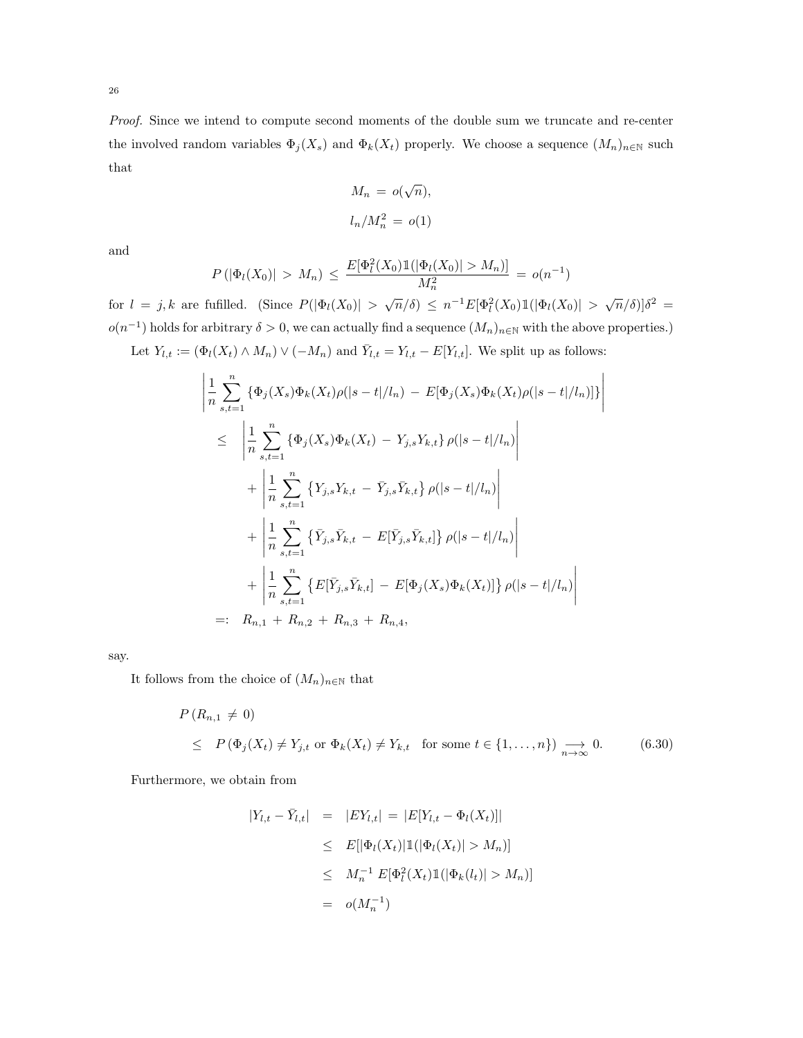*Proof.* Since we intend to compute second moments of the double sum we truncate and re-center the involved random variables $\Phi_j(X_s)$ and $\Phi_k(X_t)$ properly. We choose a sequence $(M_n)_{n\in\mathbb{N}}$ such that

$$M_n \,=\, o(\sqrt{n}),$$

$$l_n/M_n^2 \,=\, o(1)$$

and

$$P\left(|\Phi_l(X_0)| \,>\, M_n\right) \,\leq\, \frac{E[\Phi_l^2(X_0)\mathbb{1}(|\Phi_l(X_0)| > M_n)]}{M_n^2} \,=\, o(n^{-1})$$

for $l \,=\, j,k$ are fufilled. (Since $P(|\Phi_l(X_0)| \,>\, \sqrt{n}/\delta) \,\leq\, n^{-1}E[\Phi_l^2(X_0)\mathbb{1}(|\Phi_l(X_0)| \,>\, \sqrt{n}/\delta)]\delta^2 \,=\, o(n^{-1})$ holds for arbitrary $\delta > 0$, we can actually find a sequence $(M_n)_{n\in\mathbb{N}}$ with the above properties.)

Let $Y_{l,t} := (\Phi_l(X_t) \wedge M_n) \vee (-M_n)$ and $\bar{Y}_{l,t} = Y_{l,t} - E[Y_{l,t}]$. We split up as follows:

$$\begin{aligned}
&\left| \frac{1}{n} \sum_{s,t=1}^{n} \left\{ \Phi_j(X_s)\Phi_k(X_t)\rho(|s-t|/l_n) \,-\, E[\Phi_j(X_s)\Phi_k(X_t)\rho(|s-t|/l_n)] \right\} \right| \\
&\quad\leq\; \left| \frac{1}{n} \sum_{s,t=1}^{n} \left\{ \Phi_j(X_s)\Phi_k(X_t) \,-\, Y_{j,s}Y_{k,t} \right\} \rho(|s-t|/l_n) \right| \\
&\qquad+ \left| \frac{1}{n} \sum_{s,t=1}^{n} \left\{ Y_{j,s}Y_{k,t} \,-\, \bar{Y}_{j,s}\bar{Y}_{k,t} \right\} \rho(|s-t|/l_n) \right| \\
&\qquad+ \left| \frac{1}{n} \sum_{s,t=1}^{n} \left\{ \bar{Y}_{j,s}\bar{Y}_{k,t} \,-\, E[\bar{Y}_{j,s}\bar{Y}_{k,t}] \right\} \rho(|s-t|/l_n) \right| \\
&\qquad+ \left| \frac{1}{n} \sum_{s,t=1}^{n} \left\{ E[\bar{Y}_{j,s}\bar{Y}_{k,t}] \,-\, E[\Phi_j(X_s)\Phi_k(X_t)] \right\} \rho(|s-t|/l_n) \right| \\
&\quad=:\; R_{n,1} \,+\, R_{n,2} \,+\, R_{n,3} \,+\, R_{n,4},
\end{aligned}$$

say.

It follows from the choice of $(M_n)_{n\in\mathbb{N}}$ that

$$\begin{aligned}
&P\left(R_{n,1} \,\neq\, 0\right) \\
&\quad\leq\; P\left(\Phi_j(X_t) \neq Y_{j,t} \text{ or } \Phi_k(X_t) \neq Y_{k,t} \quad \text{for some } t \in \{1,\ldots,n\}\right) \underset{n\to\infty}{\longrightarrow} 0.
\end{aligned} \tag{6.30}$$

Furthermore, we obtain from

$$\begin{aligned}
|Y_{l,t} - \bar{Y}_{l,t}| \;&=\; |EY_{l,t}| \,=\, |E[Y_{l,t} - \Phi_l(X_t)]| \\
&\leq\; E[|\Phi_l(X_t)|\mathbb{1}(|\Phi_l(X_t)| > M_n)] \\
&\leq\; M_n^{-1}\, E[\Phi_l^2(X_t)\mathbb{1}(|\Phi_k(l_t)| > M_n)] \\
&=\; o(M_n^{-1})
\end{aligned}$$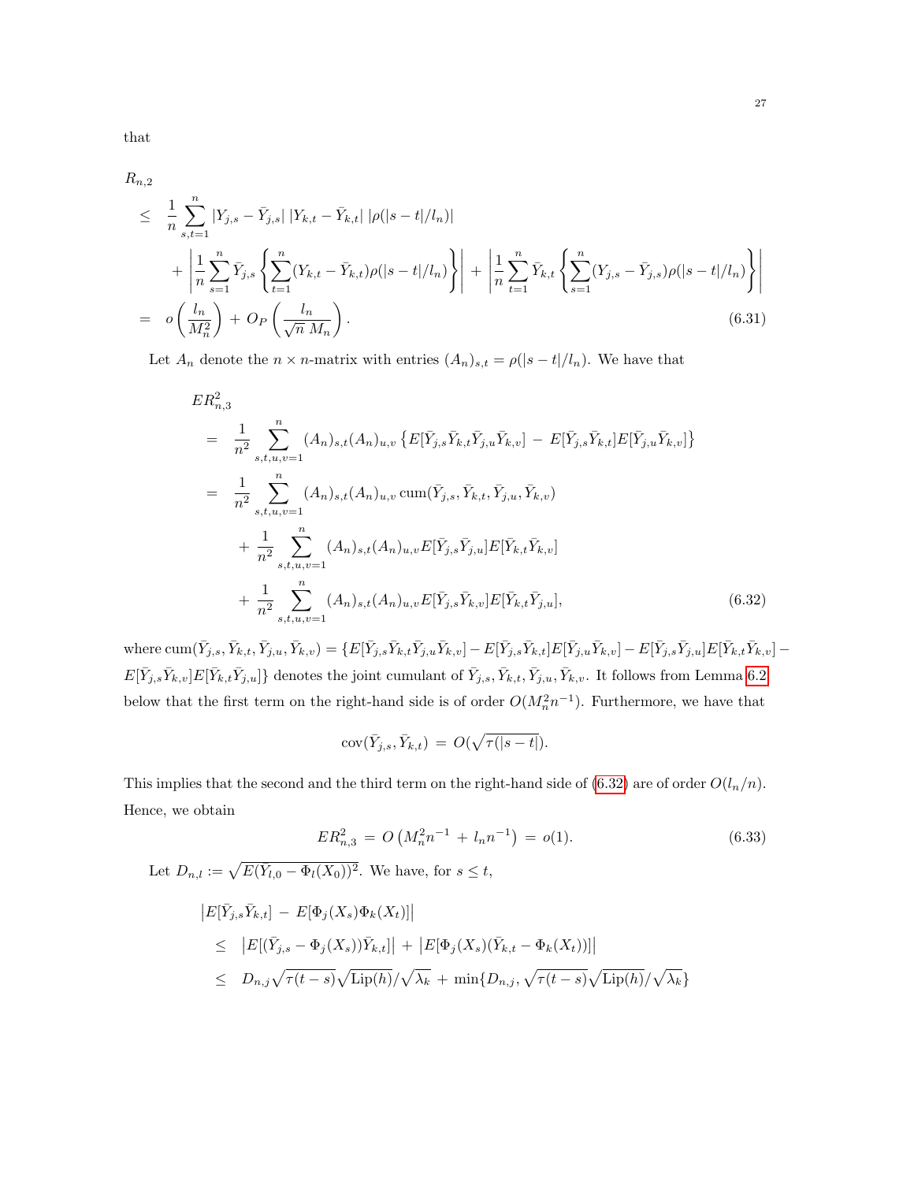that

$$
\begin{aligned}
& R_{n,2} \\
\leq & \ \frac{1}{n} \sum_{s,t=1}^{n} |Y_{j,s} - \bar{Y}_{j,s}| \, |Y_{k,t} - \bar{Y}_{k,t}| \, |\rho(|s-t|/l_n)| \\
& + \left| \frac{1}{n} \sum_{s=1}^{n} \bar{Y}_{j,s} \left\{ \sum_{t=1}^{n} (Y_{k,t} - \bar{Y}_{k,t}) \rho(|s-t|/l_n) \right\} \right| + \left| \frac{1}{n} \sum_{t=1}^{n} \bar{Y}_{k,t} \left\{ \sum_{s=1}^{n} (Y_{j,s} - \bar{Y}_{j,s}) \rho(|s-t|/l_n) \right\} \right| \\
= & \ o\left( \frac{l_n}{M_n^2} \right) + O_P\left( \frac{l_n}{\sqrt{n}\, M_n} \right). \qquad (6.31)
\end{aligned}
$$

Let $A_n$ denote the $n \times n$-matrix with entries $(A_n)_{s,t} = \rho(|s-t|/l_n)$. We have that

$$
\begin{aligned}
& ER_{n,3}^2 \\
= & \ \frac{1}{n^2} \sum_{s,t,u,v=1}^{n} (A_n)_{s,t} (A_n)_{u,v} \left\{ E[\bar{Y}_{j,s} \bar{Y}_{k,t} \bar{Y}_{j,u} \bar{Y}_{k,v}] - E[\bar{Y}_{j,s} \bar{Y}_{k,t}] E[\bar{Y}_{j,u} \bar{Y}_{k,v}] \right\} \\
= & \ \frac{1}{n^2} \sum_{s,t,u,v=1}^{n} (A_n)_{s,t} (A_n)_{u,v} \operatorname{cum}(\bar{Y}_{j,s}, \bar{Y}_{k,t}, \bar{Y}_{j,u}, \bar{Y}_{k,v}) \\
& + \frac{1}{n^2} \sum_{s,t,u,v=1}^{n} (A_n)_{s,t} (A_n)_{u,v} E[\bar{Y}_{j,s} \bar{Y}_{j,u}] E[\bar{Y}_{k,t} \bar{Y}_{k,v}] \\
& + \frac{1}{n^2} \sum_{s,t,u,v=1}^{n} (A_n)_{s,t} (A_n)_{u,v} E[\bar{Y}_{j,s} \bar{Y}_{k,v}] E[\bar{Y}_{k,t} \bar{Y}_{j,u}], \qquad (6.32)
\end{aligned}
$$

where $\operatorname{cum}(\bar{Y}_{j,s}, \bar{Y}_{k,t}, \bar{Y}_{j,u}, \bar{Y}_{k,v}) = \{E[\bar{Y}_{j,s} \bar{Y}_{k,t} \bar{Y}_{j,u} \bar{Y}_{k,v}] - E[\bar{Y}_{j,s} \bar{Y}_{k,t}] E[\bar{Y}_{j,u} \bar{Y}_{k,v}] - E[\bar{Y}_{j,s} \bar{Y}_{j,u}] E[\bar{Y}_{k,t} \bar{Y}_{k,v}] - E[\bar{Y}_{j,s} \bar{Y}_{k,v}] E[\bar{Y}_{k,t} \bar{Y}_{j,u}]\}$ denotes the joint cumulant of $\bar{Y}_{j,s}, \bar{Y}_{k,t}, \bar{Y}_{j,u}, \bar{Y}_{k,v}$. It follows from Lemma 6.2 below that the first term on the right-hand side is of order $O(M_n^2 n^{-1})$. Furthermore, we have that

$$
\operatorname{cov}(\bar{Y}_{j,s}, \bar{Y}_{k,t}) = O(\sqrt{\tau(|s-t|}).
$$

This implies that the second and the third term on the right-hand side of (6.32) are of order $O(l_n/n)$. Hence, we obtain

$$
ER_{n,3}^2 = O\left( M_n^2 n^{-1} + l_n n^{-1} \right) = o(1). \qquad (6.33)
$$

Let $D_{n,l} := \sqrt{E(\bar{Y}_{l,0} - \Phi_l(X_0))^2}$. We have, for $s \leq t$,

$$
\begin{aligned}
& \left| E[\bar{Y}_{j,s} \bar{Y}_{k,t}] - E[\Phi_j(X_s) \Phi_k(X_t)] \right| \\
\leq & \ \left| E[(\bar{Y}_{j,s} - \Phi_j(X_s)) \bar{Y}_{k,t}] \right| + \left| E[\Phi_j(X_s)(\bar{Y}_{k,t} - \Phi_k(X_t))] \right| \\
\leq & \ D_{n,j} \sqrt{\tau(t-s)} \sqrt{\operatorname{Lip}(h)} / \sqrt{\lambda_k} + \min\{D_{n,j}, \sqrt{\tau(t-s)} \sqrt{\operatorname{Lip}(h)} / \sqrt{\lambda_k}\}
\end{aligned}
$$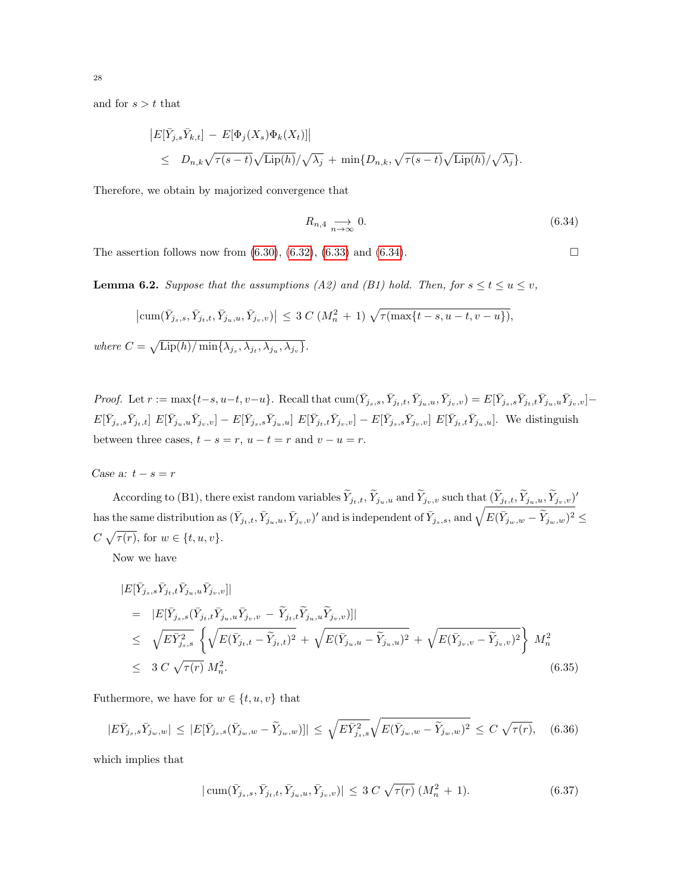and for $s > t$ that

$$\begin{aligned}
&\left|E[\bar{Y}_{j,s}\bar{Y}_{k,t}] - E[\Phi_j(X_s)\Phi_k(X_t)]\right| \\
&\leq \quad D_{n,k}\sqrt{\tau(s-t)}\sqrt{\mathrm{Lip}(h)}/\sqrt{\lambda_j} + \min\{D_{n,k}, \sqrt{\tau(s-t)}\sqrt{\mathrm{Lip}(h)}/\sqrt{\lambda_j}\}.
\end{aligned}$$

Therefore, we obtain by majorized convergence that

$$R_{n,4} \underset{n\to\infty}{\longrightarrow} 0. \tag{6.34}$$

The assertion follows now from (6.30), (6.32), (6.33) and (6.34). □

**Lemma 6.2.** *Suppose that the assumptions (A2) and (B1) hold. Then, for $s \leq t \leq u \leq v$,*

$$\left|\mathrm{cum}(\bar{Y}_{j_s,s}, \bar{Y}_{j_t,t}, \bar{Y}_{j_u,u}, \bar{Y}_{j_v,v})\right| \leq 3\, C\, (M_n^2 + 1)\, \sqrt{\tau(\max\{t-s, u-t, v-u\})},$$

*where $C = \sqrt{\mathrm{Lip}(h)/\min\{\lambda_{j_s}, \lambda_{j_t}, \lambda_{j_u}, \lambda_{j_v}\}}$.*

*Proof.* Let $r := \max\{t-s, u-t, v-u\}$. Recall that $\mathrm{cum}(\bar{Y}_{j_s,s}, \bar{Y}_{j_t,t}, \bar{Y}_{j_u,u}, \bar{Y}_{j_v,v}) = E[\bar{Y}_{j_s,s}\bar{Y}_{j_t,t}\bar{Y}_{j_u,u}\bar{Y}_{j_v,v}] - E[\bar{Y}_{j_s,s}\bar{Y}_{j_t,t}]\ E[\bar{Y}_{j_u,u}\bar{Y}_{j_v,v}] - E[\bar{Y}_{j_s,s}\bar{Y}_{j_u,u}]\ E[\bar{Y}_{j_t,t}\bar{Y}_{j_v,v}] - E[\bar{Y}_{j_s,s}\bar{Y}_{j_v,v}]\ E[\bar{Y}_{j_t,t}\bar{Y}_{j_u,u}]$. We distinguish between three cases, $t - s = r$, $u - t = r$ and $v - u = r$.

*Case a:* $t - s = r$

According to (B1), there exist random variables $\widetilde{Y}_{j_t,t}$, $\widetilde{Y}_{j_u,u}$ and $\widetilde{Y}_{j_v,v}$ such that $(\widetilde{Y}_{j_t,t}, \widetilde{Y}_{j_u,u}, \widetilde{Y}_{j_v,v})'$ has the same distribution as $(\bar{Y}_{j_t,t}, \bar{Y}_{j_u,u}, \bar{Y}_{j_v,v})'$ and is independent of $\bar{Y}_{j_s,s}$, and $\sqrt{E(\bar{Y}_{j_w,w} - \widetilde{Y}_{j_w,w})^2} \leq C\,\sqrt{\tau(r)}$, for $w \in \{t, u, v\}$.

Now we have

$$\begin{aligned}
&|E[\bar{Y}_{j_s,s}\bar{Y}_{j_t,t}\bar{Y}_{j_u,u}\bar{Y}_{j_v,v}]| \\
&= \quad |E[\bar{Y}_{j_s,s}(\bar{Y}_{j_t,t}\bar{Y}_{j_u,u}\bar{Y}_{j_v,v} - \widetilde{Y}_{j_t,t}\widetilde{Y}_{j_u,u}\widetilde{Y}_{j_v,v})]| \\
&\leq \quad \sqrt{E\bar{Y}_{j_s,s}^2}\left\{\sqrt{E(\bar{Y}_{j_t,t} - \widetilde{Y}_{j_t,t})^2} + \sqrt{E(\bar{Y}_{j_u,u} - \widetilde{Y}_{j_u,u})^2} + \sqrt{E(\bar{Y}_{j_v,v} - \widetilde{Y}_{j_v,v})^2}\right\} M_n^2 \\
&\leq \quad 3\, C\, \sqrt{\tau(r)}\, M_n^2.
\end{aligned} \tag{6.35}$$

Futhermore, we have for $w \in \{t, u, v\}$ that

$$|E\bar{Y}_{j_s,s}\bar{Y}_{j_w,w}| \leq |E[\bar{Y}_{j_s,s}(\bar{Y}_{j_w,w} - \widetilde{Y}_{j_w,w})]| \leq \sqrt{E\bar{Y}_{j_s,s}^2}\sqrt{E(\bar{Y}_{j_w,w} - \widetilde{Y}_{j_w,w})^2} \leq C\,\sqrt{\tau(r)}, \tag{6.36}$$

which implies that

$$|\,\mathrm{cum}(\bar{Y}_{j_s,s}, \bar{Y}_{j_t,t}, \bar{Y}_{j_u,u}, \bar{Y}_{j_v,v})| \leq 3\, C\, \sqrt{\tau(r)}\, (M_n^2 + 1). \tag{6.37}$$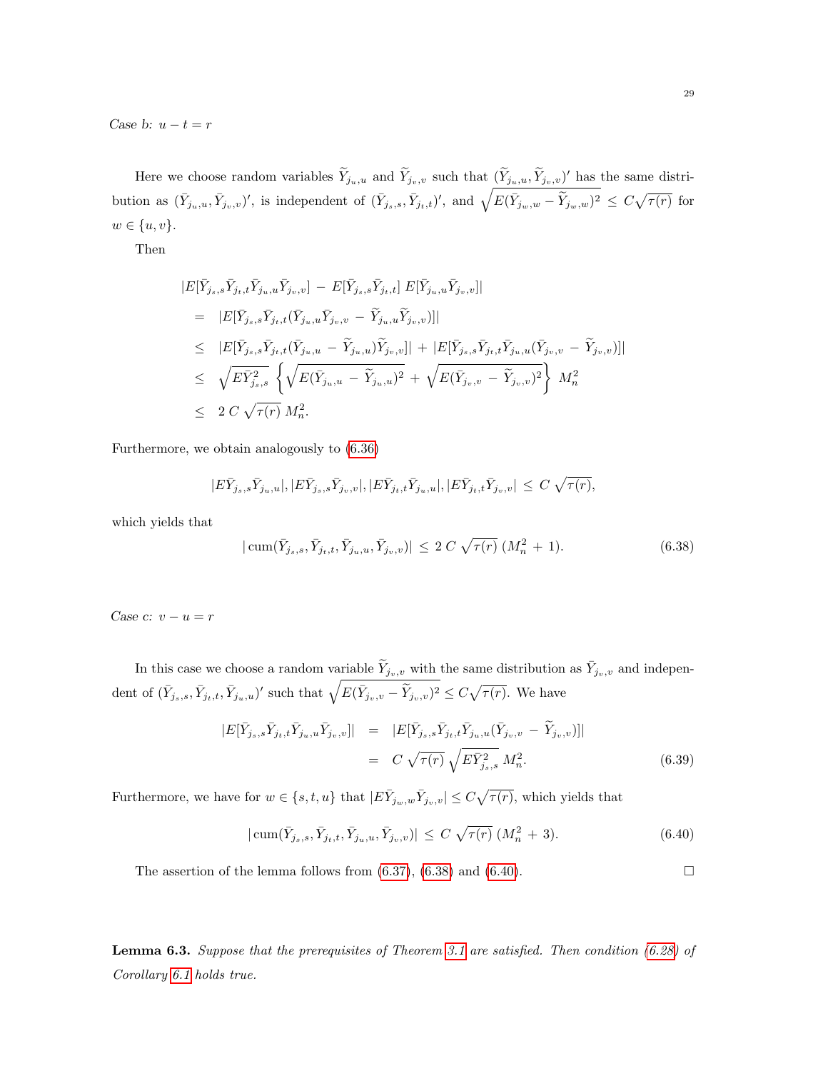*Case b: $u - t = r$*

Here we choose random variables $\widetilde{Y}_{j_u,u}$ and $\widetilde{Y}_{j_v,v}$ such that $(\widetilde{Y}_{j_u,u}, \widetilde{Y}_{j_v,v})'$ has the same distribution as $(\bar{Y}_{j_u,u}, \bar{Y}_{j_v,v})'$, is independent of $(\bar{Y}_{j_s,s}, \bar{Y}_{j_t,t})'$, and $\sqrt{E(\bar{Y}_{j_w,w} - \widetilde{Y}_{j_w,w})^2} \leq C\sqrt{\tau(r)}$ for $w \in \{u, v\}$.

Then

$$
\begin{aligned}
&|E[\bar{Y}_{j_s,s}\bar{Y}_{j_t,t}\bar{Y}_{j_u,u}\bar{Y}_{j_v,v}] - E[\bar{Y}_{j_s,s}\bar{Y}_{j_t,t}]\, E[\bar{Y}_{j_u,u}\bar{Y}_{j_v,v}]| \\
&= \; |E[\bar{Y}_{j_s,s}\bar{Y}_{j_t,t}(\bar{Y}_{j_u,u}\bar{Y}_{j_v,v} - \widetilde{Y}_{j_u,u}\widetilde{Y}_{j_v,v})]| \\
&\leq \; |E[\bar{Y}_{j_s,s}\bar{Y}_{j_t,t}(\bar{Y}_{j_u,u} - \widetilde{Y}_{j_u,u})\widetilde{Y}_{j_v,v}]| + |E[\bar{Y}_{j_s,s}\bar{Y}_{j_t,t}\bar{Y}_{j_u,u}(\bar{Y}_{j_v,v} - \widetilde{Y}_{j_v,v})]| \\
&\leq \; \sqrt{E\bar{Y}_{j_s,s}^2}\, \left\{ \sqrt{E(\bar{Y}_{j_u,u} - \widetilde{Y}_{j_u,u})^2} + \sqrt{E(\bar{Y}_{j_v,v} - \widetilde{Y}_{j_v,v})^2} \right\} M_n^2 \\
&\leq \; 2\, C\, \sqrt{\tau(r)}\, M_n^2.
\end{aligned}
$$

Furthermore, we obtain analogously to (6.36)

$$
|E\bar{Y}_{j_s,s}\bar{Y}_{j_u,u}|, |E\bar{Y}_{j_s,s}\bar{Y}_{j_v,v}|, |E\bar{Y}_{j_t,t}\bar{Y}_{j_u,u}|, |E\bar{Y}_{j_t,t}\bar{Y}_{j_v,v}| \;\leq\; C\, \sqrt{\tau(r)},
$$

which yields that

$$
|\operatorname{cum}(\bar{Y}_{j_s,s}, \bar{Y}_{j_t,t}, \bar{Y}_{j_u,u}, \bar{Y}_{j_v,v})| \;\leq\; 2\, C\, \sqrt{\tau(r)}\, (M_n^2 + 1). \tag{6.38}
$$

*Case c: $v - u = r$*

In this case we choose a random variable $\widetilde{Y}_{j_v,v}$ with the same distribution as $\bar{Y}_{j_v,v}$ and independent of $(\bar{Y}_{j_s,s}, \bar{Y}_{j_t,t}, \bar{Y}_{j_u,u})'$ such that $\sqrt{E(\bar{Y}_{j_v,v} - \widetilde{Y}_{j_v,v})^2} \leq C\sqrt{\tau(r)}$. We have

$$
\begin{aligned}
|E[\bar{Y}_{j_s,s}\bar{Y}_{j_t,t}\bar{Y}_{j_u,u}\bar{Y}_{j_v,v}]| \;&=\; |E[\bar{Y}_{j_s,s}\bar{Y}_{j_t,t}\bar{Y}_{j_u,u}(\bar{Y}_{j_v,v} - \widetilde{Y}_{j_v,v})]| \\
&=\; C\, \sqrt{\tau(r)}\, \sqrt{E\bar{Y}_{j_s,s}^2}\, M_n^2.
\end{aligned} \tag{6.39}
$$

Furthermore, we have for $w \in \{s, t, u\}$ that $|E\bar{Y}_{j_w,w}\bar{Y}_{j_v,v}| \leq C\sqrt{\tau(r)}$, which yields that

$$
|\operatorname{cum}(\bar{Y}_{j_s,s}, \bar{Y}_{j_t,t}, \bar{Y}_{j_u,u}, \bar{Y}_{j_v,v})| \;\leq\; C\, \sqrt{\tau(r)}\, (M_n^2 + 3). \tag{6.40}
$$

The assertion of the lemma follows from (6.37), (6.38) and (6.40). □

**Lemma 6.3.** *Suppose that the prerequisites of Theorem 3.1 are satisfied. Then condition (6.28) of Corollary 6.1 holds true.*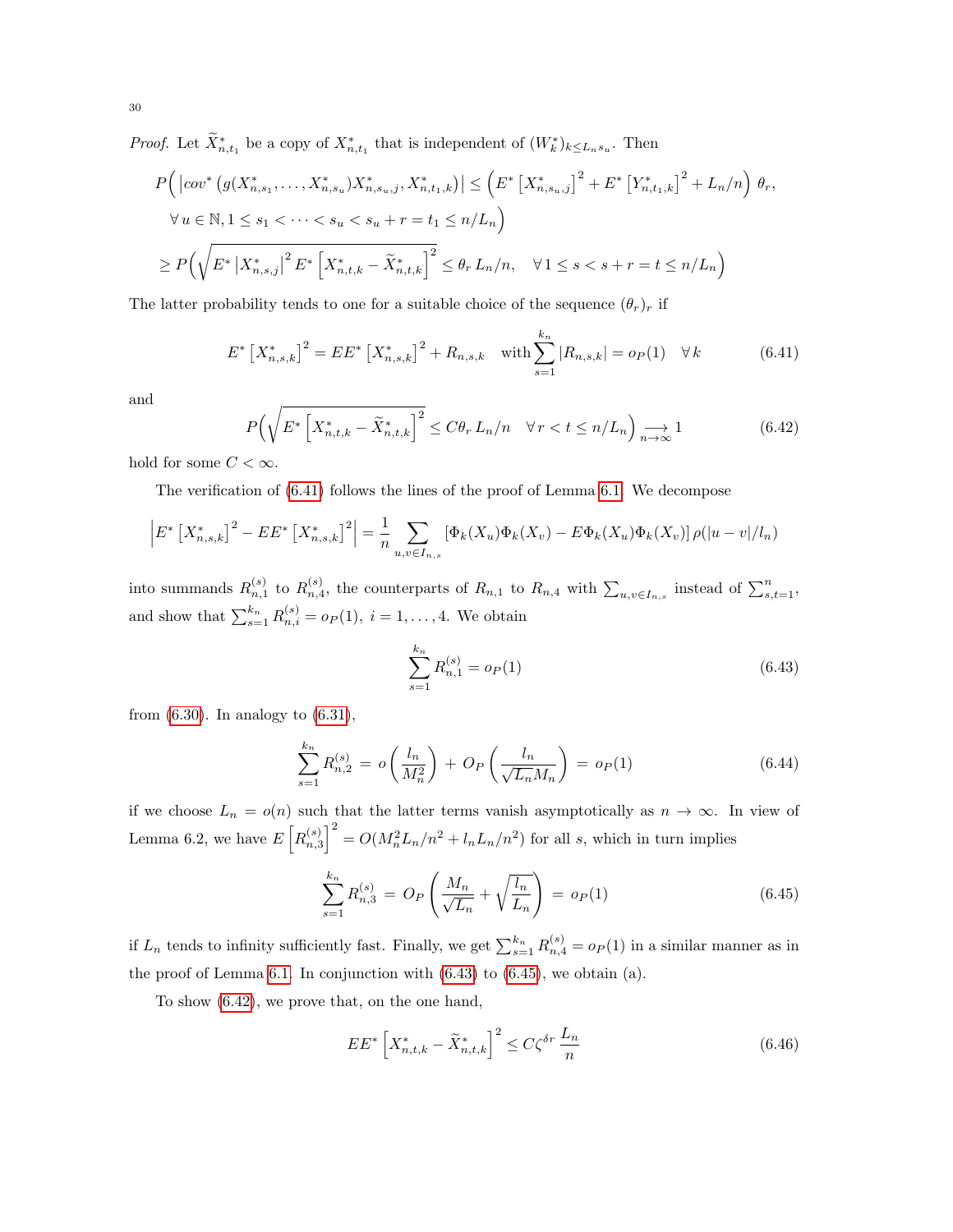*Proof.* Let $\widetilde{X}^*_{n,t_1}$ be a copy of $X^*_{n,t_1}$ that is independent of $(W^*_k)_{k \le L_n s_u}$. Then

$$
\begin{aligned}
&P\Big( \big|cov^*\left(g(X^*_{n,s_1}, \ldots, X^*_{n,s_u}) X^*_{n,s_u,j}, X^*_{n,t_1,k}\right)\big| \le \Big( E^*\left[X^*_{n,s_u,j}\right]^2 + E^*\left[Y^*_{n,t_1,k}\right]^2 + L_n/n \Big)\, \theta_r, \\
&\qquad \forall\, u \in \mathbb{N}, 1 \le s_1 < \cdots < s_u < s_u + r = t_1 \le n/L_n \Big) \\
&\ge P\Big( \sqrt{E^* \left|X^*_{n,s,j}\right|^2 E^* \left[X^*_{n,t,k} - \widetilde{X}^*_{n,t,k}\right]^2} \le \theta_r\, L_n/n, \quad \forall\, 1 \le s < s + r = t \le n/L_n \Big)
\end{aligned}
$$

The latter probability tends to one for a suitable choice of the sequence $(\theta_r)_r$ if

$$
E^*\left[X^*_{n,s,k}\right]^2 = EE^*\left[X^*_{n,s,k}\right]^2 + R_{n,s,k} \quad \text{with} \sum_{s=1}^{k_n} |R_{n,s,k}| = o_P(1) \quad \forall\, k \tag{6.41}
$$

and

$$
P\Big( \sqrt{E^*\left[X^*_{n,t,k} - \widetilde{X}^*_{n,t,k}\right]^2} \le C\theta_r\, L_n/n \quad \forall\, r < t \le n/L_n \Big) \underset{n\to\infty}{\longrightarrow} 1 \tag{6.42}
$$

hold for some $C < \infty$.

The verification of (6.41) follows the lines of the proof of Lemma 6.1. We decompose

$$
\left| E^*\left[X^*_{n,s,k}\right]^2 - EE^*\left[X^*_{n,s,k}\right]^2 \right| = \frac{1}{n} \sum_{u,v \in I_{n,s}} \left[ \Phi_k(X_u)\Phi_k(X_v) - E\Phi_k(X_u)\Phi_k(X_v) \right] \rho(|u-v|/l_n)
$$

into summands $R^{(s)}_{n,1}$ to $R^{(s)}_{n,4}$, the counterparts of $R_{n,1}$ to $R_{n,4}$ with $\sum_{u,v \in I_{n,s}}$ instead of $\sum_{s,t=1}^n$, and show that $\sum_{s=1}^{k_n} R^{(s)}_{n,i} = o_P(1)$, $i = 1, \ldots, 4$. We obtain

$$
\sum_{s=1}^{k_n} R^{(s)}_{n,1} = o_P(1) \tag{6.43}
$$

from (6.30). In analogy to (6.31),

$$
\sum_{s=1}^{k_n} R^{(s)}_{n,2} \;=\; o\left(\frac{l_n}{M_n^2}\right) \;+\; O_P\left(\frac{l_n}{\sqrt{L_n} M_n}\right) \;=\; o_P(1) \tag{6.44}
$$

if we choose $L_n = o(n)$ such that the latter terms vanish asymptotically as $n \to \infty$. In view of Lemma 6.2, we have $E\left[R^{(s)}_{n,3}\right]^2 = O(M_n^2 L_n/n^2 + l_n L_n/n^2)$ for all $s$, which in turn implies

$$
\sum_{s=1}^{k_n} R^{(s)}_{n,3} \;=\; O_P\left(\frac{M_n}{\sqrt{L_n}} + \sqrt{\frac{l_n}{L_n}}\right) \;=\; o_P(1) \tag{6.45}
$$

if $L_n$ tends to infinity sufficiently fast. Finally, we get $\sum_{s=1}^{k_n} R^{(s)}_{n,4} = o_P(1)$ in a similar manner as in the proof of Lemma 6.1. In conjunction with (6.43) to (6.45), we obtain (a).

To show (6.42), we prove that, on the one hand,

$$
EE^*\left[X^*_{n,t,k} - \widetilde{X}^*_{n,t,k}\right]^2 \le C\zeta^{\delta r}\, \frac{L_n}{n} \tag{6.46}
$$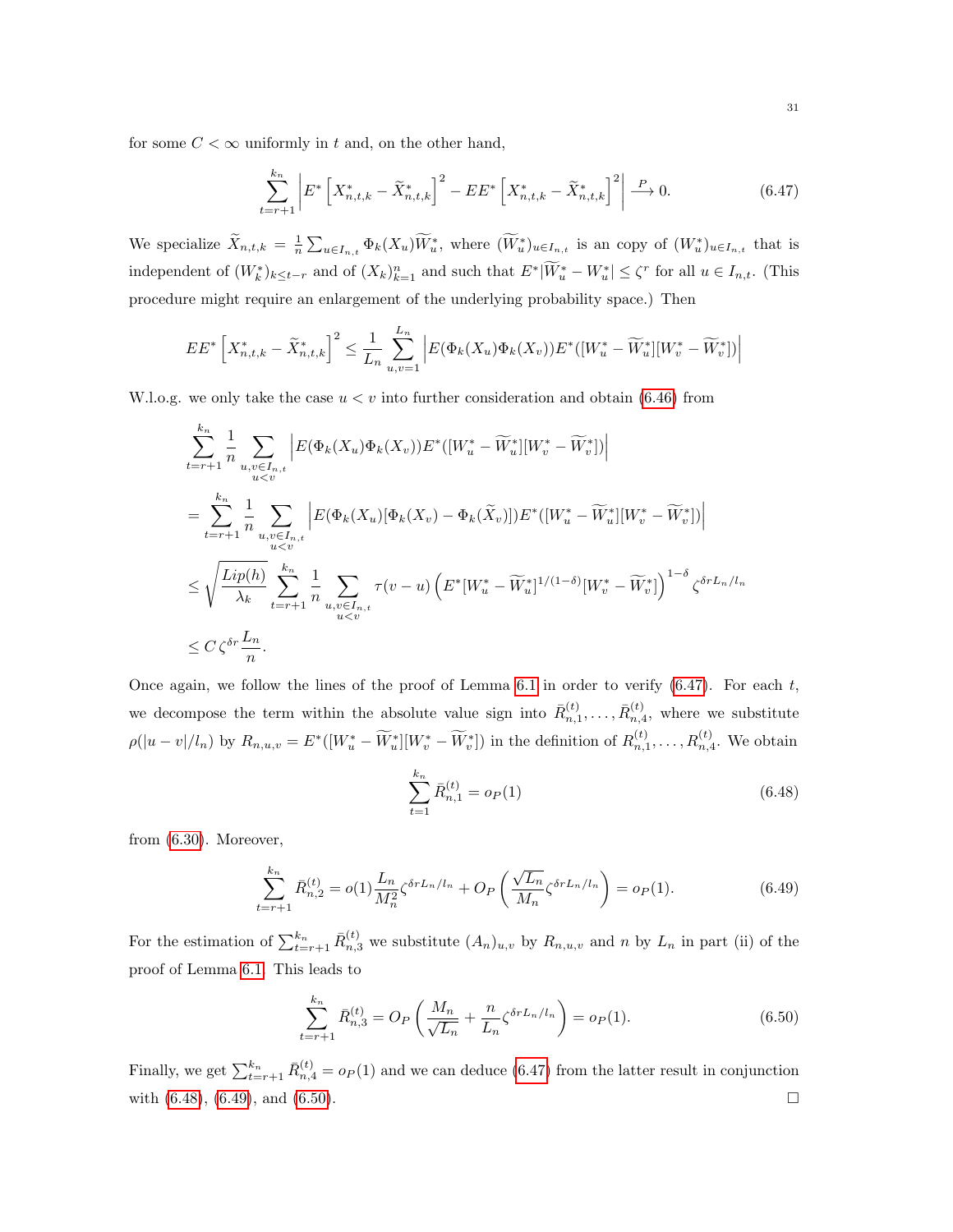for some $C < \infty$ uniformly in $t$ and, on the other hand,

$$\sum_{t=r+1}^{k_n} \left| E^* \left[ X^*_{n,t,k} - \widetilde{X}^*_{n,t,k} \right]^2 - EE^* \left[ X^*_{n,t,k} - \widetilde{X}^*_{n,t,k} \right]^2 \right| \xrightarrow{P} 0. \tag{6.47}$$

We specialize $\widetilde{X}_{n,t,k} = \frac{1}{n} \sum_{u \in I_{n,t}} \Phi_k(X_u) \widetilde{W}^*_u$, where $(\widetilde{W}^*_u)_{u \in I_{n,t}}$ is an copy of $(W^*_u)_{u \in I_{n,t}}$ that is independent of $(W^*_k)_{k \leq t-r}$ and of $(X_k)_{k=1}^n$ and such that $E^*|\widetilde{W}^*_u - W^*_u| \leq \zeta^r$ for all $u \in I_{n,t}$. (This procedure might require an enlargement of the underlying probability space.) Then

$$EE^* \left[ X^*_{n,t,k} - \widetilde{X}^*_{n,t,k} \right]^2 \leq \frac{1}{L_n} \sum_{u,v=1}^{L_n} \left| E(\Phi_k(X_u)\Phi_k(X_v)) E^*([W^*_u - \widetilde{W}^*_u][W^*_v - \widetilde{W}^*_v]) \right|$$

W.l.o.g. we only take the case $u < v$ into further consideration and obtain (6.46) from

$$\begin{aligned}
&\sum_{t=r+1}^{k_n} \frac{1}{n} \sum_{\substack{u,v \in I_{n,t} \\ u<v}} \left| E(\Phi_k(X_u)\Phi_k(X_v)) E^*([W^*_u - \widetilde{W}^*_u][W^*_v - \widetilde{W}^*_v]) \right| \\
&= \sum_{t=r+1}^{k_n} \frac{1}{n} \sum_{\substack{u,v \in I_{n,t} \\ u<v}} \left| E(\Phi_k(X_u)[\Phi_k(X_v) - \Phi_k(\widetilde{X}_v)]) E^*([W^*_u - \widetilde{W}^*_u][W^*_v - \widetilde{W}^*_v]) \right| \\
&\leq \sqrt{\frac{Lip(h)}{\lambda_k}} \sum_{t=r+1}^{k_n} \frac{1}{n} \sum_{\substack{u,v \in I_{n,t} \\ u<v}} \tau(v-u) \left( E^*[W^*_u - \widetilde{W}^*_u]^{1/(1-\delta)} [W^*_v - \widetilde{W}^*_v] \right)^{1-\delta} \zeta^{\delta r L_n / l_n} \\
&\leq C\, \zeta^{\delta r} \frac{L_n}{n}.
\end{aligned}$$

Once again, we follow the lines of the proof of Lemma 6.1 in order to verify (6.47). For each $t$, we decompose the term within the absolute value sign into $\bar{R}^{(t)}_{n,1}, \ldots, \bar{R}^{(t)}_{n,4}$, where we substitute $\rho(|u-v|/l_n)$ by $R_{n,u,v} = E^*([W^*_u - \widetilde{W}^*_u][W^*_v - \widetilde{W}^*_v])$ in the definition of $R^{(t)}_{n,1}, \ldots, R^{(t)}_{n,4}$. We obtain

$$\sum_{t=1}^{k_n} \bar{R}^{(t)}_{n,1} = o_P(1) \tag{6.48}$$

from (6.30). Moreover,

$$\sum_{t=r+1}^{k_n} \bar{R}^{(t)}_{n,2} = o(1) \frac{L_n}{M_n^2} \zeta^{\delta r L_n / l_n} + O_P\left( \frac{\sqrt{L_n}}{M_n} \zeta^{\delta r L_n / l_n} \right) = o_P(1). \tag{6.49}$$

For the estimation of $\sum_{t=r+1}^{k_n} \bar{R}^{(t)}_{n,3}$ we substitute $(A_n)_{u,v}$ by $R_{n,u,v}$ and $n$ by $L_n$ in part (ii) of the proof of Lemma 6.1. This leads to

$$\sum_{t=r+1}^{k_n} \bar{R}^{(t)}_{n,3} = O_P\left( \frac{M_n}{\sqrt{L_n}} + \frac{n}{L_n} \zeta^{\delta r L_n / l_n} \right) = o_P(1). \tag{6.50}$$

Finally, we get $\sum_{t=r+1}^{k_n} \bar{R}^{(t)}_{n,4} = o_P(1)$ and we can deduce (6.47) from the latter result in conjunction with (6.48), (6.49), and (6.50). $\square$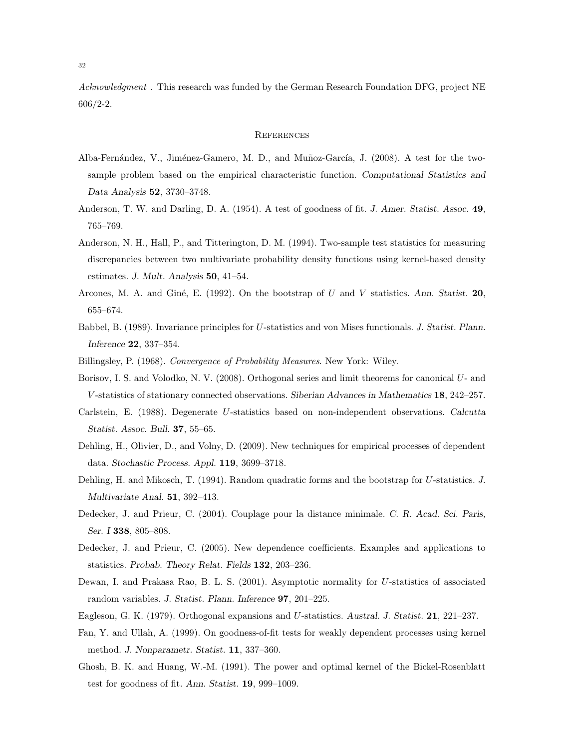*Acknowledgment* . This research was funded by the German Research Foundation DFG, project NE 606/2-2.

## References

Alba-Fernández, V., Jiménez-Gamero, M. D., and Muñoz-García, J. (2008). A test for the two-sample problem based on the empirical characteristic function. *Computational Statistics and Data Analysis* **52**, 3730–3748.

Anderson, T. W. and Darling, D. A. (1954). A test of goodness of fit. *J. Amer. Statist. Assoc.* **49**, 765–769.

Anderson, N. H., Hall, P., and Titterington, D. M. (1994). Two-sample test statistics for measuring discrepancies between two multivariate probability density functions using kernel-based density estimates. *J. Mult. Analysis* **50**, 41–54.

Arcones, M. A. and Giné, E. (1992). On the bootstrap of $U$ and $V$ statistics. *Ann. Statist.* **20**, 655–674.

Babbel, B. (1989). Invariance principles for $U$-statistics and von Mises functionals. *J. Statist. Plann. Inference* **22**, 337–354.

Billingsley, P. (1968). *Convergence of Probability Measures*. New York: Wiley.

Borisov, I. S. and Volodko, N. V. (2008). Orthogonal series and limit theorems for canonical $U$- and $V$-statistics of stationary connected observations. *Siberian Advances in Mathematics* **18**, 242–257.

Carlstein, E. (1988). Degenerate $U$-statistics based on non-independent observations. *Calcutta Statist. Assoc. Bull.* **37**, 55–65.

Dehling, H., Olivier, D., and Volny, D. (2009). New techniques for empirical processes of dependent data. *Stochastic Process. Appl.* **119**, 3699–3718.

Dehling, H. and Mikosch, T. (1994). Random quadratic forms and the bootstrap for $U$-statistics. *J. Multivariate Anal.* **51**, 392–413.

Dedecker, J. and Prieur, C. (2004). Couplage pour la distance minimale. *C. R. Acad. Sci. Paris, Ser. I* **338**, 805–808.

Dedecker, J. and Prieur, C. (2005). New dependence coefficients. Examples and applications to statistics. *Probab. Theory Relat. Fields* **132**, 203–236.

Dewan, I. and Prakasa Rao, B. L. S. (2001). Asymptotic normality for $U$-statistics of associated random variables. *J. Statist. Plann. Inference* **97**, 201–225.

Eagleson, G. K. (1979). Orthogonal expansions and $U$-statistics. *Austral. J. Statist.* **21**, 221–237.

Fan, Y. and Ullah, A. (1999). On goodness-of-fit tests for weakly dependent processes using kernel method. *J. Nonparametr. Statist.* **11**, 337–360.

Ghosh, B. K. and Huang, W.-M. (1991). The power and optimal kernel of the Bickel-Rosenblatt test for goodness of fit. *Ann. Statist.* **19**, 999–1009.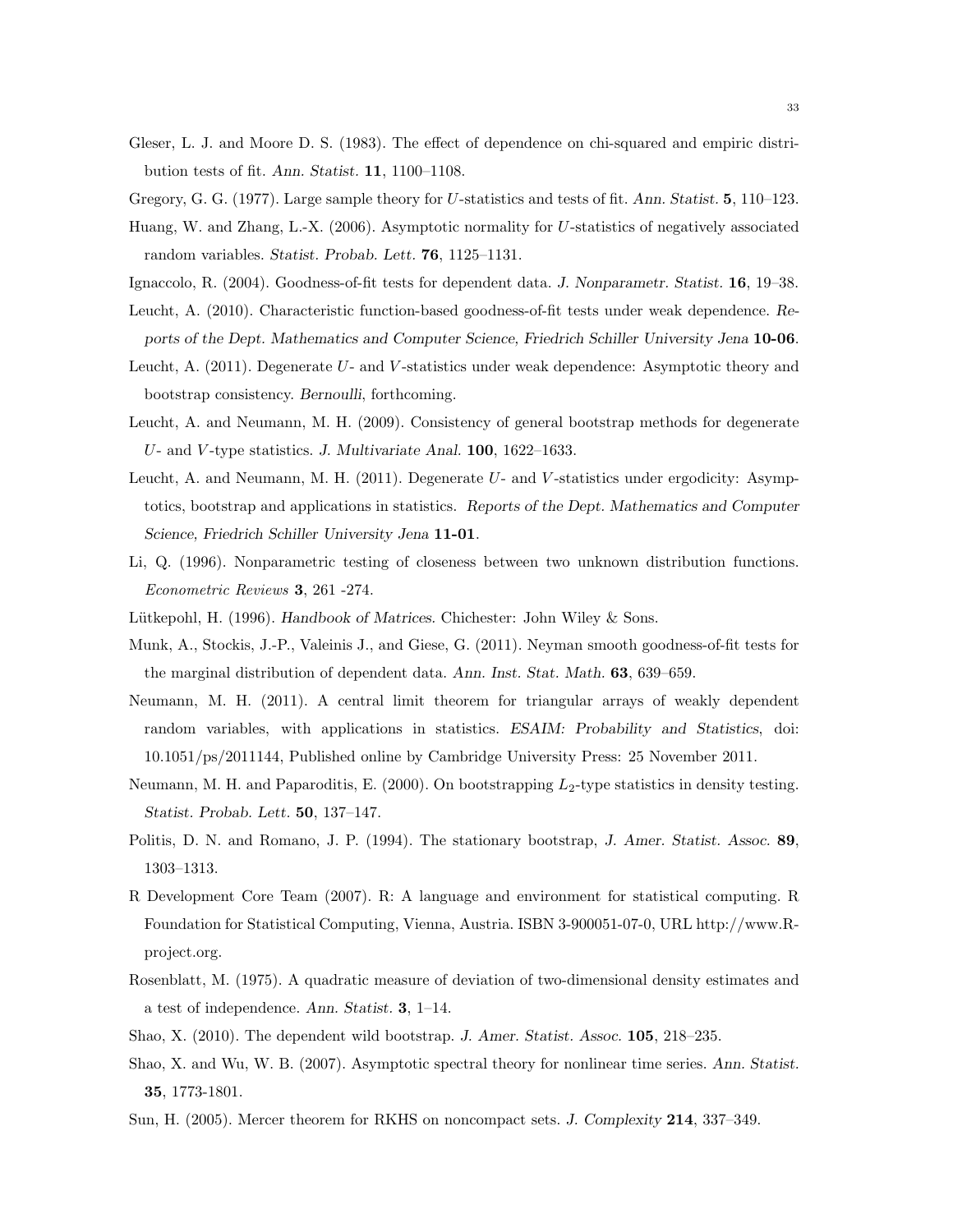Gleser, L. J. and Moore D. S. (1983). The effect of dependence on chi-squared and empiric distribution tests of fit. *Ann. Statist.* **11**, 1100–1108.

Gregory, G. G. (1977). Large sample theory for $U$-statistics and tests of fit. *Ann. Statist.* **5**, 110–123.

Huang, W. and Zhang, L.-X. (2006). Asymptotic normality for $U$-statistics of negatively associated random variables. *Statist. Probab. Lett.* **76**, 1125–1131.

Ignaccolo, R. (2004). Goodness-of-fit tests for dependent data. *J. Nonparametr. Statist.* **16**, 19–38.

Leucht, A. (2010). Characteristic function-based goodness-of-fit tests under weak dependence. *Reports of the Dept. Mathematics and Computer Science, Friedrich Schiller University Jena* **10-06**.

Leucht, A. (2011). Degenerate $U$- and $V$-statistics under weak dependence: Asymptotic theory and bootstrap consistency. *Bernoulli*, forthcoming.

Leucht, A. and Neumann, M. H. (2009). Consistency of general bootstrap methods for degenerate $U$- and $V$-type statistics. *J. Multivariate Anal.* **100**, 1622–1633.

Leucht, A. and Neumann, M. H. (2011). Degenerate $U$- and $V$-statistics under ergodicity: Asymptotics, bootstrap and applications in statistics. *Reports of the Dept. Mathematics and Computer Science, Friedrich Schiller University Jena* **11-01**.

Li, Q. (1996). Nonparametric testing of closeness between two unknown distribution functions. *Econometric Reviews* **3**, 261 -274.

Lütkepohl, H. (1996). *Handbook of Matrices.* Chichester: John Wiley & Sons.

Munk, A., Stockis, J.-P., Valeinis J., and Giese, G. (2011). Neyman smooth goodness-of-fit tests for the marginal distribution of dependent data. *Ann. Inst. Stat. Math.* **63**, 639–659.

Neumann, M. H. (2011). A central limit theorem for triangular arrays of weakly dependent random variables, with applications in statistics. *ESAIM: Probability and Statistics*, doi: 10.1051/ps/2011144, Published online by Cambridge University Press: 25 November 2011.

Neumann, M. H. and Paparoditis, E. (2000). On bootstrapping $L_2$-type statistics in density testing. *Statist. Probab. Lett.* **50**, 137–147.

Politis, D. N. and Romano, J. P. (1994). The stationary bootstrap, *J. Amer. Statist. Assoc.* **89**, 1303–1313.

R Development Core Team (2007). R: A language and environment for statistical computing. R Foundation for Statistical Computing, Vienna, Austria. ISBN 3-900051-07-0, URL http://www.R-project.org.

Rosenblatt, M. (1975). A quadratic measure of deviation of two-dimensional density estimates and a test of independence. *Ann. Statist.* **3**, 1–14.

Shao, X. (2010). The dependent wild bootstrap. *J. Amer. Statist. Assoc.* **105**, 218–235.

Shao, X. and Wu, W. B. (2007). Asymptotic spectral theory for nonlinear time series. *Ann. Statist.* **35**, 1773-1801.

Sun, H. (2005). Mercer theorem for RKHS on noncompact sets. *J. Complexity* **214**, 337–349.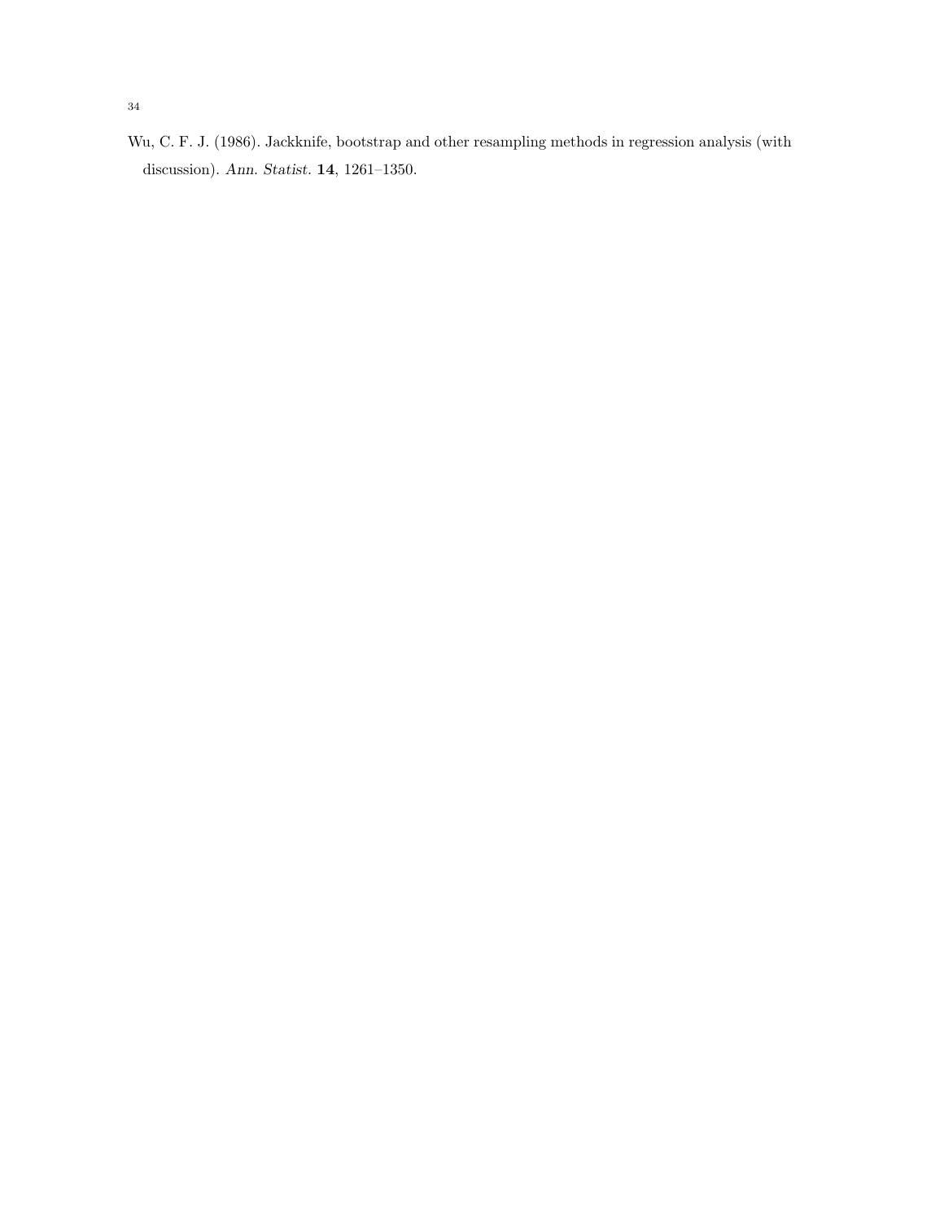Wu, C. F. J. (1986). Jackknife, bootstrap and other resampling methods in regression analysis (with discussion). *Ann. Statist.* **14**, 1261–1350.